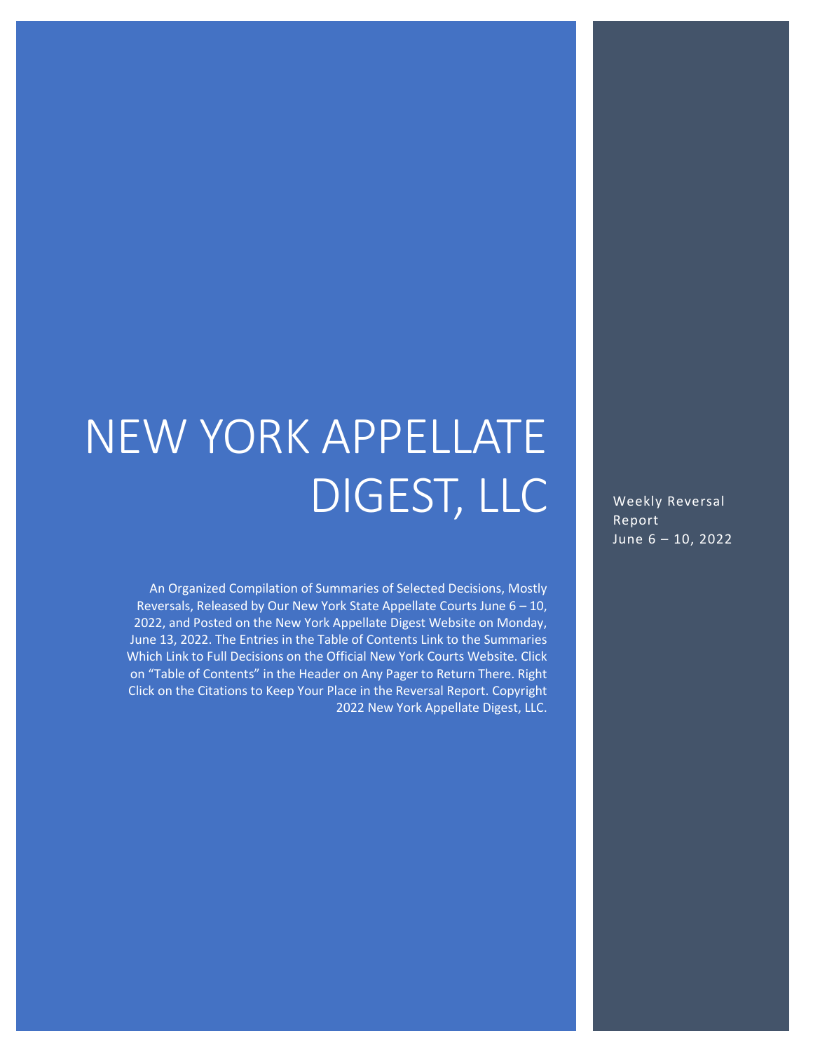# NEW YORK APPELLATE DIGEST, LLC

Weekly Reversal Report
June 6 – 10, 2022

An Organized Compilation of Summaries of Selected Decisions, Mostly Reversals, Released by Our New York State Appellate Courts June 6 – 10, 2022, and Posted on the New York Appellate Digest Website on Monday, June 13, 2022. The Entries in the Table of Contents Link to the Summaries Which Link to Full Decisions on the Official New York Courts Website. Click on "Table of Contents" in the Header on Any Pager to Return There. Right Click on the Citations to Keep Your Place in the Reversal Report. Copyright 2022 New York Appellate Digest, LLC.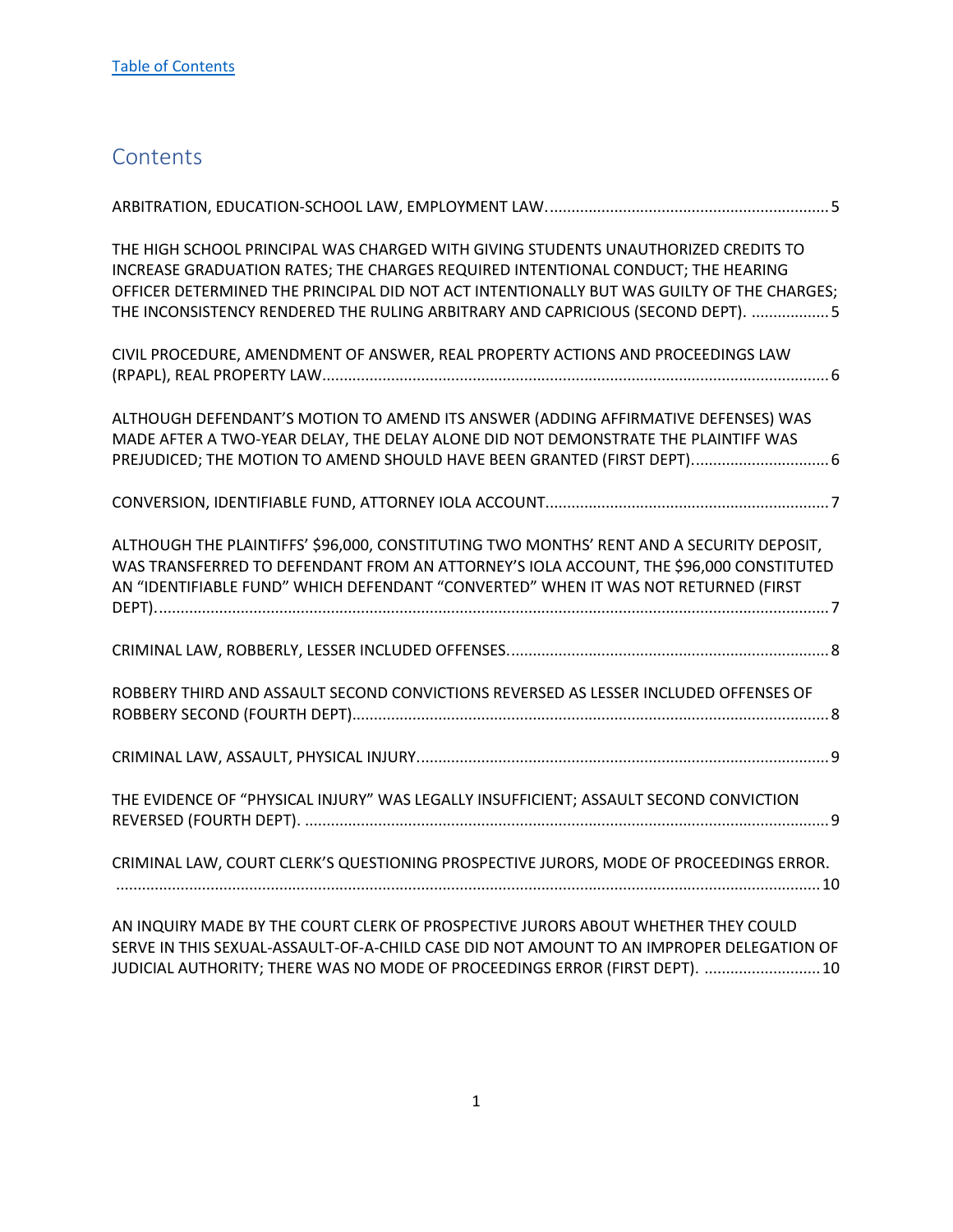[Table of Contents](#)

# Contents

ARBITRATION, EDUCATION-SCHOOL LAW, EMPLOYMENT LAW. .................................................................. 5

THE HIGH SCHOOL PRINCIPAL WAS CHARGED WITH GIVING STUDENTS UNAUTHORIZED CREDITS TO INCREASE GRADUATION RATES; THE CHARGES REQUIRED INTENTIONAL CONDUCT; THE HEARING OFFICER DETERMINED THE PRINCIPAL DID NOT ACT INTENTIONALLY BUT WAS GUILTY OF THE CHARGES; THE INCONSISTENCY RENDERED THE RULING ARBITRARY AND CAPRICIOUS (SECOND DEPT). .................. 5

CIVIL PROCEDURE, AMENDMENT OF ANSWER, REAL PROPERTY ACTIONS AND PROCEEDINGS LAW (RPAPL), REAL PROPERTY LAW ..................................................................................................................... 6

ALTHOUGH DEFENDANT'S MOTION TO AMEND ITS ANSWER (ADDING AFFIRMATIVE DEFENSES) WAS MADE AFTER A TWO-YEAR DELAY, THE DELAY ALONE DID NOT DEMONSTRATE THE PLAINTIFF WAS PREJUDICED; THE MOTION TO AMEND SHOULD HAVE BEEN GRANTED (FIRST DEPT). ................................ 6

CONVERSION, IDENTIFIABLE FUND, ATTORNEY IOLA ACCOUNT .................................................................. 7

ALTHOUGH THE PLAINTIFFS' $96,000, CONSTITUTING TWO MONTHS' RENT AND A SECURITY DEPOSIT, WAS TRANSFERRED TO DEFENDANT FROM AN ATTORNEY'S IOLA ACCOUNT, THE $96,000 CONSTITUTED AN "IDENTIFIABLE FUND" WHICH DEFENDANT "CONVERTED" WHEN IT WAS NOT RETURNED (FIRST DEPT). ............................................................................................................................................ 7

CRIMINAL LAW, ROBBERLY, LESSER INCLUDED OFFENSES. .......................................................................... 8

ROBBERY THIRD AND ASSAULT SECOND CONVICTIONS REVERSED AS LESSER INCLUDED OFFENSES OF ROBBERY SECOND (FOURTH DEPT) .............................................................................................................. 8

CRIMINAL LAW, ASSAULT, PHYSICAL INJURY. ............................................................................................... 9

THE EVIDENCE OF "PHYSICAL INJURY" WAS LEGALLY INSUFFICIENT; ASSAULT SECOND CONVICTION REVERSED (FOURTH DEPT). ......................................................................................................................... 9

CRIMINAL LAW, COURT CLERK'S QUESTIONING PROSPECTIVE JURORS, MODE OF PROCEEDINGS ERROR. .................................................................................................................................................................. 10

AN INQUIRY MADE BY THE COURT CLERK OF PROSPECTIVE JURORS ABOUT WHETHER THEY COULD SERVE IN THIS SEXUAL-ASSAULT-OF-A-CHILD CASE DID NOT AMOUNT TO AN IMPROPER DELEGATION OF JUDICIAL AUTHORITY; THERE WAS NO MODE OF PROCEEDINGS ERROR (FIRST DEPT). ........................... 10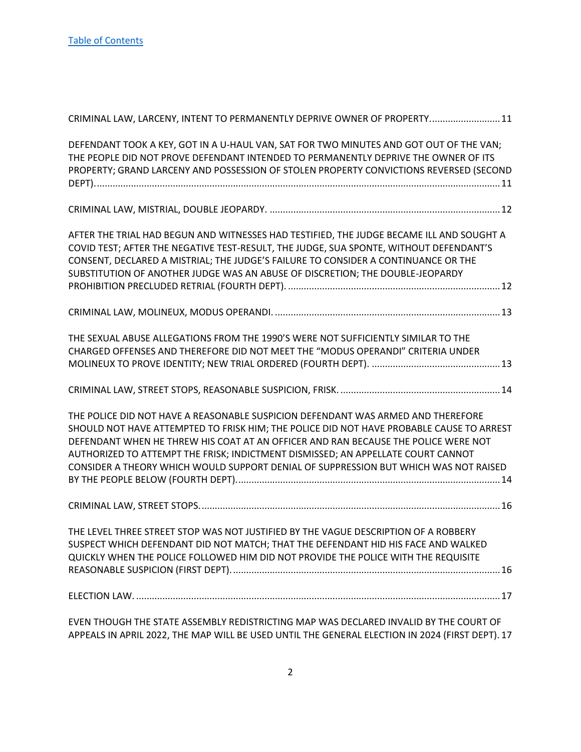[Table of Contents](#)

CRIMINAL LAW, LARCENY, INTENT TO PERMANENTLY DEPRIVE OWNER OF PROPERTY.......................... 11

DEFENDANT TOOK A KEY, GOT IN A U-HAUL VAN, SAT FOR TWO MINUTES AND GOT OUT OF THE VAN; THE PEOPLE DID NOT PROVE DEFENDANT INTENDED TO PERMANENTLY DEPRIVE THE OWNER OF ITS PROPERTY; GRAND LARCENY AND POSSESSION OF STOLEN PROPERTY CONVICTIONS REVERSED (SECOND DEPT)........................................................................................................................................ 11

CRIMINAL LAW, MISTRIAL, DOUBLE JEOPARDY. ....................................................................................... 12

AFTER THE TRIAL HAD BEGUN AND WITNESSES HAD TESTIFIED, THE JUDGE BECAME ILL AND SOUGHT A COVID TEST; AFTER THE NEGATIVE TEST-RESULT, THE JUDGE, SUA SPONTE, WITHOUT DEFENDANT'S CONSENT, DECLARED A MISTRIAL; THE JUDGE'S FAILURE TO CONSIDER A CONTINUANCE OR THE SUBSTITUTION OF ANOTHER JUDGE WAS AN ABUSE OF DISCRETION; THE DOUBLE-JEOPARDY PROHIBITION PRECLUDED RETRIAL (FOURTH DEPT). ................................................................................ 12

CRIMINAL LAW, MOLINEUX, MODUS OPERANDI. ...................................................................................... 13

THE SEXUAL ABUSE ALLEGATIONS FROM THE 1990'S WERE NOT SUFFICIENTLY SIMILAR TO THE CHARGED OFFENSES AND THEREFORE DID NOT MEET THE "MODUS OPERANDI" CRITERIA UNDER MOLINEUX TO PROVE IDENTITY; NEW TRIAL ORDERED (FOURTH DEPT). ................................................. 13

CRIMINAL LAW, STREET STOPS, REASONABLE SUSPICION, FRISK. ............................................................. 14

THE POLICE DID NOT HAVE A REASONABLE SUSPICION DEFENDANT WAS ARMED AND THEREFORE SHOULD NOT HAVE ATTEMPTED TO FRISK HIM; THE POLICE DID NOT HAVE PROBABLE CAUSE TO ARREST DEFENDANT WHEN HE THREW HIS COAT AT AN OFFICER AND RAN BECAUSE THE POLICE WERE NOT AUTHORIZED TO ATTEMPT THE FRISK; INDICTMENT DISMISSED; AN APPELLATE COURT CANNOT CONSIDER A THEORY WHICH WOULD SUPPORT DENIAL OF SUPPRESSION BUT WHICH WAS NOT RAISED BY THE PEOPLE BELOW (FOURTH DEPT).................................................................................................... 14

CRIMINAL LAW, STREET STOPS................................................................................................................. 16

THE LEVEL THREE STREET STOP WAS NOT JUSTIFIED BY THE VAGUE DESCRIPTION OF A ROBBERY SUSPECT WHICH DEFENDANT DID NOT MATCH; THAT THE DEFENDANT HID HIS FACE AND WALKED QUICKLY WHEN THE POLICE FOLLOWED HIM DID NOT PROVIDE THE POLICE WITH THE REQUISITE REASONABLE SUSPICION (FIRST DEPT)..................................................................................................... 16

ELECTION LAW. .......................................................................................................................................... 17

EVEN THOUGH THE STATE ASSEMBLY REDISTRICTING MAP WAS DECLARED INVALID BY THE COURT OF APPEALS IN APRIL 2022, THE MAP WILL BE USED UNTIL THE GENERAL ELECTION IN 2024 (FIRST DEPT). 17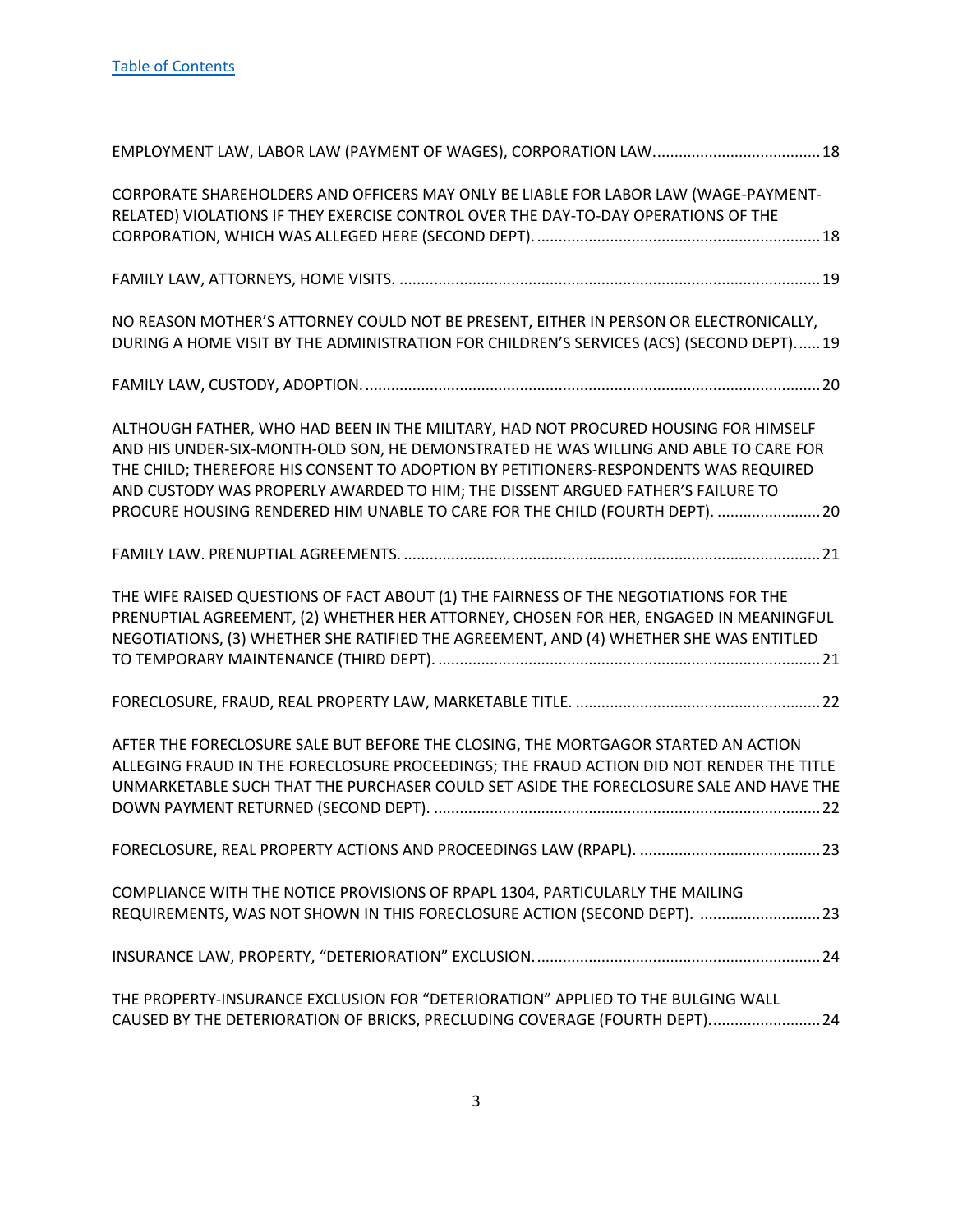[Table of Contents](#)

EMPLOYMENT LAW, LABOR LAW (PAYMENT OF WAGES), CORPORATION LAW....................................... 18

CORPORATE SHAREHOLDERS AND OFFICERS MAY ONLY BE LIABLE FOR LABOR LAW (WAGE-PAYMENT-RELATED) VIOLATIONS IF THEY EXERCISE CONTROL OVER THE DAY-TO-DAY OPERATIONS OF THE CORPORATION, WHICH WAS ALLEGED HERE (SECOND DEPT). .................................................................. 18

FAMILY LAW, ATTORNEYS, HOME VISITS. ................................................................................................. 19

NO REASON MOTHER'S ATTORNEY COULD NOT BE PRESENT, EITHER IN PERSON OR ELECTRONICALLY, DURING A HOME VISIT BY THE ADMINISTRATION FOR CHILDREN'S SERVICES (ACS) (SECOND DEPT)...... 19

FAMILY LAW, CUSTODY, ADOPTION. ......................................................................................................... 20

ALTHOUGH FATHER, WHO HAD BEEN IN THE MILITARY, HAD NOT PROCURED HOUSING FOR HIMSELF AND HIS UNDER-SIX-MONTH-OLD SON, HE DEMONSTRATED HE WAS WILLING AND ABLE TO CARE FOR THE CHILD; THEREFORE HIS CONSENT TO ADOPTION BY PETITIONERS-RESPONDENTS WAS REQUIRED AND CUSTODY WAS PROPERLY AWARDED TO HIM; THE DISSENT ARGUED FATHER'S FAILURE TO PROCURE HOUSING RENDERED HIM UNABLE TO CARE FOR THE CHILD (FOURTH DEPT). ........................ 20

FAMILY LAW. PRENUPTIAL AGREEMENTS. ................................................................................................ 21

THE WIFE RAISED QUESTIONS OF FACT ABOUT (1) THE FAIRNESS OF THE NEGOTIATIONS FOR THE PRENUPTIAL AGREEMENT, (2) WHETHER HER ATTORNEY, CHOSEN FOR HER, ENGAGED IN MEANINGFUL NEGOTIATIONS, (3) WHETHER SHE RATIFIED THE AGREEMENT, AND (4) WHETHER SHE WAS ENTITLED TO TEMPORARY MAINTENANCE (THIRD DEPT). ......................................................................................... 21

FORECLOSURE, FRAUD, REAL PROPERTY LAW, MARKETABLE TITLE. ......................................................... 22

AFTER THE FORECLOSURE SALE BUT BEFORE THE CLOSING, THE MORTGAGOR STARTED AN ACTION ALLEGING FRAUD IN THE FORECLOSURE PROCEEDINGS; THE FRAUD ACTION DID NOT RENDER THE TITLE UNMARKETABLE SUCH THAT THE PURCHASER COULD SET ASIDE THE FORECLOSURE SALE AND HAVE THE DOWN PAYMENT RETURNED (SECOND DEPT). .......................................................................................... 22

FORECLOSURE, REAL PROPERTY ACTIONS AND PROCEEDINGS LAW (RPAPL). .......................................... 23

COMPLIANCE WITH THE NOTICE PROVISIONS OF RPAPL 1304, PARTICULARLY THE MAILING REQUIREMENTS, WAS NOT SHOWN IN THIS FORECLOSURE ACTION (SECOND DEPT). ............................ 23

INSURANCE LAW, PROPERTY, "DETERIORATION" EXCLUSION. .................................................................. 24

THE PROPERTY-INSURANCE EXCLUSION FOR "DETERIORATION" APPLIED TO THE BULGING WALL CAUSED BY THE DETERIORATION OF BRICKS, PRECLUDING COVERAGE (FOURTH DEPT). ......................... 24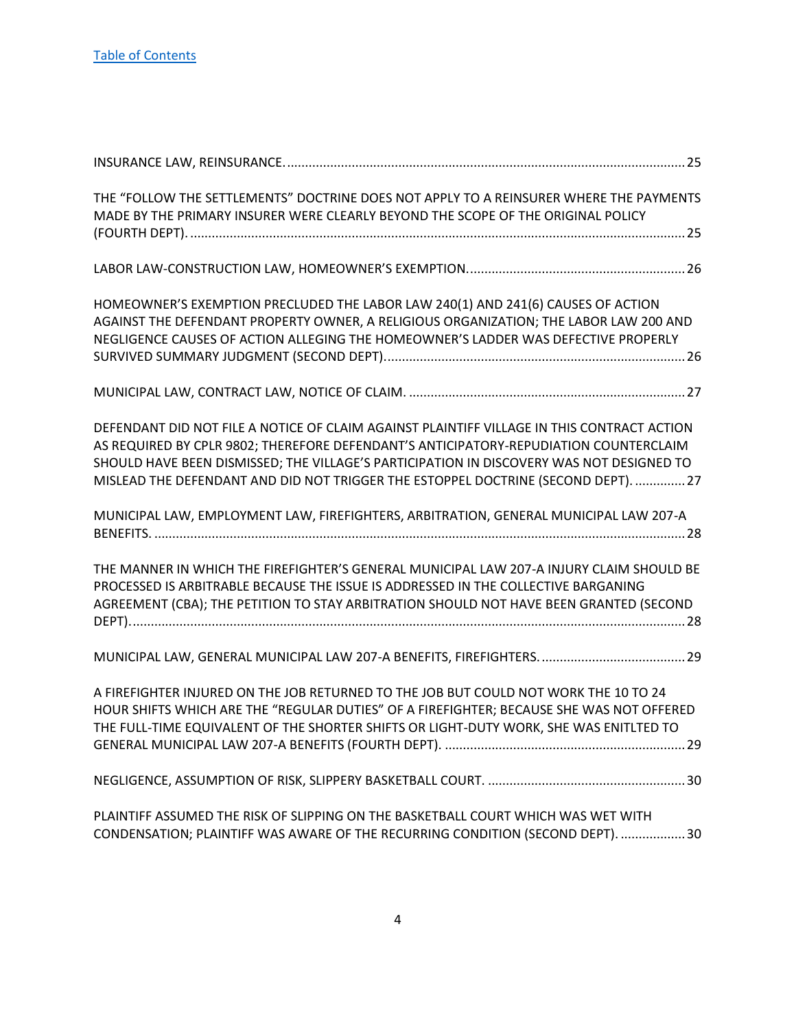[Table of Contents](#)

INSURANCE LAW, REINSURANCE. .............................................................................................................. 25

THE "FOLLOW THE SETTLEMENTS" DOCTRINE DOES NOT APPLY TO A REINSURER WHERE THE PAYMENTS MADE BY THE PRIMARY INSURER WERE CLEARLY BEYOND THE SCOPE OF THE ORIGINAL POLICY (FOURTH DEPT). ......................................................................................................................................... 25

LABOR LAW-CONSTRUCTION LAW, HOMEOWNER'S EXEMPTION. ............................................................ 26

HOMEOWNER'S EXEMPTION PRECLUDED THE LABOR LAW 240(1) AND 241(6) CAUSES OF ACTION AGAINST THE DEFENDANT PROPERTY OWNER, A RELIGIOUS ORGANIZATION; THE LABOR LAW 200 AND NEGLIGENCE CAUSES OF ACTION ALLEGING THE HOMEOWNER'S LADDER WAS DEFECTIVE PROPERLY SURVIVED SUMMARY JUDGMENT (SECOND DEPT). ................................................................................... 26

MUNICIPAL LAW, CONTRACT LAW, NOTICE OF CLAIM. ............................................................................ 27

DEFENDANT DID NOT FILE A NOTICE OF CLAIM AGAINST PLAINTIFF VILLAGE IN THIS CONTRACT ACTION AS REQUIRED BY CPLR 9802; THEREFORE DEFENDANT'S ANTICIPATORY-REPUDIATION COUNTERCLAIM SHOULD HAVE BEEN DISMISSED; THE VILLAGE'S PARTICIPATION IN DISCOVERY WAS NOT DESIGNED TO MISLEAD THE DEFENDANT AND DID NOT TRIGGER THE ESTOPPEL DOCTRINE (SECOND DEPT). .............. 27

MUNICIPAL LAW, EMPLOYMENT LAW, FIREFIGHTERS, ARBITRATION, GENERAL MUNICIPAL LAW 207-A BENEFITS. ................................................................................................................................................... 28

THE MANNER IN WHICH THE FIREFIGHTER'S GENERAL MUNICIPAL LAW 207-A INJURY CLAIM SHOULD BE PROCESSED IS ARBITRABLE BECAUSE THE ISSUE IS ADDRESSED IN THE COLLECTIVE BARGANING AGREEMENT (CBA); THE PETITION TO STAY ARBITRATION SHOULD NOT HAVE BEEN GRANTED (SECOND DEPT). ......................................................................................................................................................... 28

MUNICIPAL LAW, GENERAL MUNICIPAL LAW 207-A BENEFITS, FIREFIGHTERS. ........................................ 29

A FIREFIGHTER INJURED ON THE JOB RETURNED TO THE JOB BUT COULD NOT WORK THE 10 TO 24 HOUR SHIFTS WHICH ARE THE "REGULAR DUTIES" OF A FIREFIGHTER; BECAUSE SHE WAS NOT OFFERED THE FULL-TIME EQUIVALENT OF THE SHORTER SHIFTS OR LIGHT-DUTY WORK, SHE WAS ENITLTED TO GENERAL MUNICIPAL LAW 207-A BENEFITS (FOURTH DEPT). ................................................................... 29

NEGLIGENCE, ASSUMPTION OF RISK, SLIPPERY BASKETBALL COURT. ....................................................... 30

PLAINTIFF ASSUMED THE RISK OF SLIPPING ON THE BASKETBALL COURT WHICH WAS WET WITH CONDENSATION; PLAINTIFF WAS AWARE OF THE RECURRING CONDITION (SECOND DEPT). .................. 30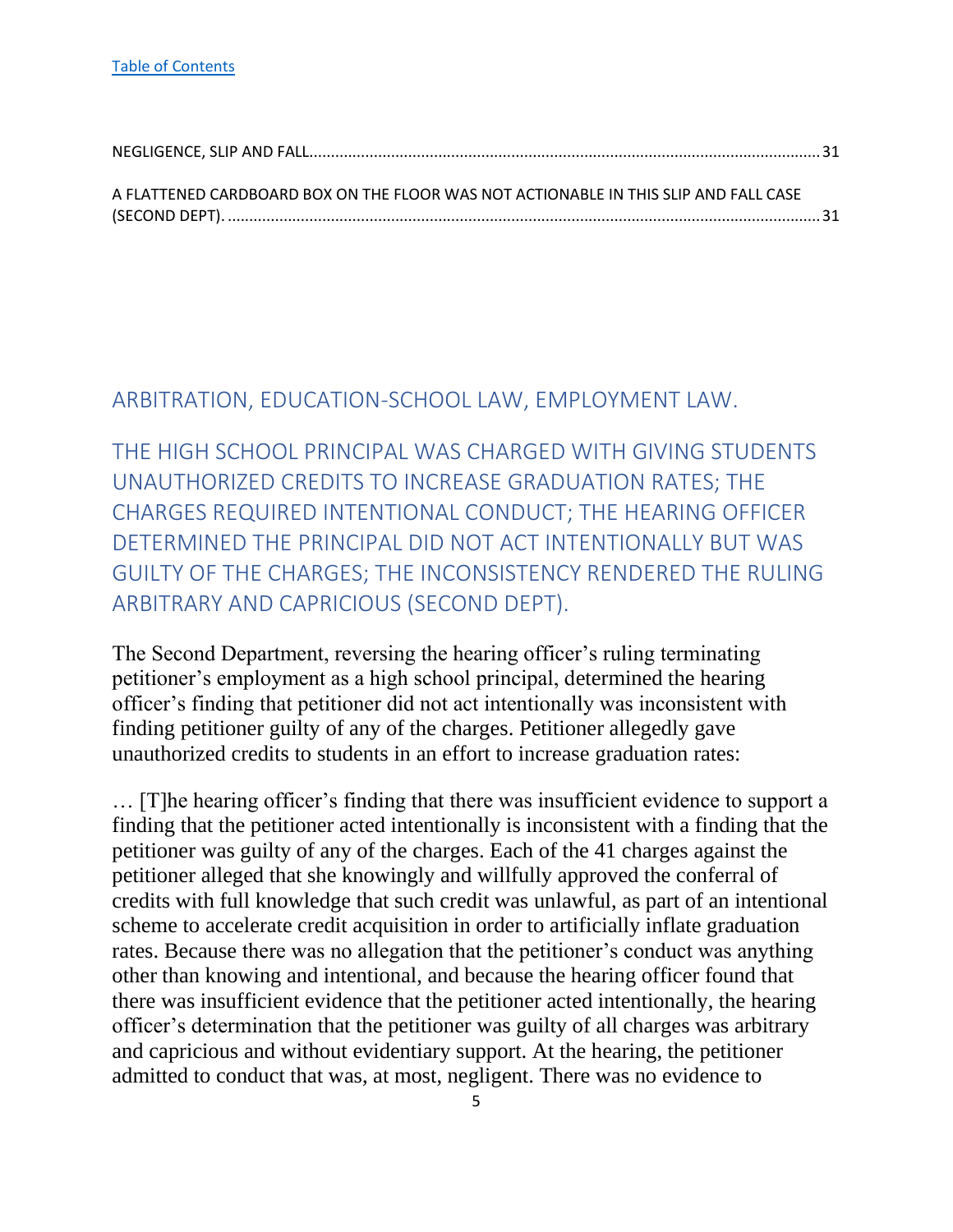[Table of Contents](#)

NEGLIGENCE, SLIP AND FALL......................................................................................................................31

A FLATTENED CARDBOARD BOX ON THE FLOOR WAS NOT ACTIONABLE IN THIS SLIP AND FALL CASE (SECOND DEPT). ..........................................................................................................................................31

## ARBITRATION, EDUCATION-SCHOOL LAW, EMPLOYMENT LAW.

## THE HIGH SCHOOL PRINCIPAL WAS CHARGED WITH GIVING STUDENTS UNAUTHORIZED CREDITS TO INCREASE GRADUATION RATES; THE CHARGES REQUIRED INTENTIONAL CONDUCT; THE HEARING OFFICER DETERMINED THE PRINCIPAL DID NOT ACT INTENTIONALLY BUT WAS GUILTY OF THE CHARGES; THE INCONSISTENCY RENDERED THE RULING ARBITRARY AND CAPRICIOUS (SECOND DEPT).

The Second Department, reversing the hearing officer's ruling terminating petitioner's employment as a high school principal, determined the hearing officer's finding that petitioner did not act intentionally was inconsistent with finding petitioner guilty of any of the charges. Petitioner allegedly gave unauthorized credits to students in an effort to increase graduation rates:

… [T]he hearing officer's finding that there was insufficient evidence to support a finding that the petitioner acted intentionally is inconsistent with a finding that the petitioner was guilty of any of the charges. Each of the 41 charges against the petitioner alleged that she knowingly and willfully approved the conferral of credits with full knowledge that such credit was unlawful, as part of an intentional scheme to accelerate credit acquisition in order to artificially inflate graduation rates. Because there was no allegation that the petitioner's conduct was anything other than knowing and intentional, and because the hearing officer found that there was insufficient evidence that the petitioner acted intentionally, the hearing officer's determination that the petitioner was guilty of all charges was arbitrary and capricious and without evidentiary support. At the hearing, the petitioner admitted to conduct that was, at most, negligent. There was no evidence to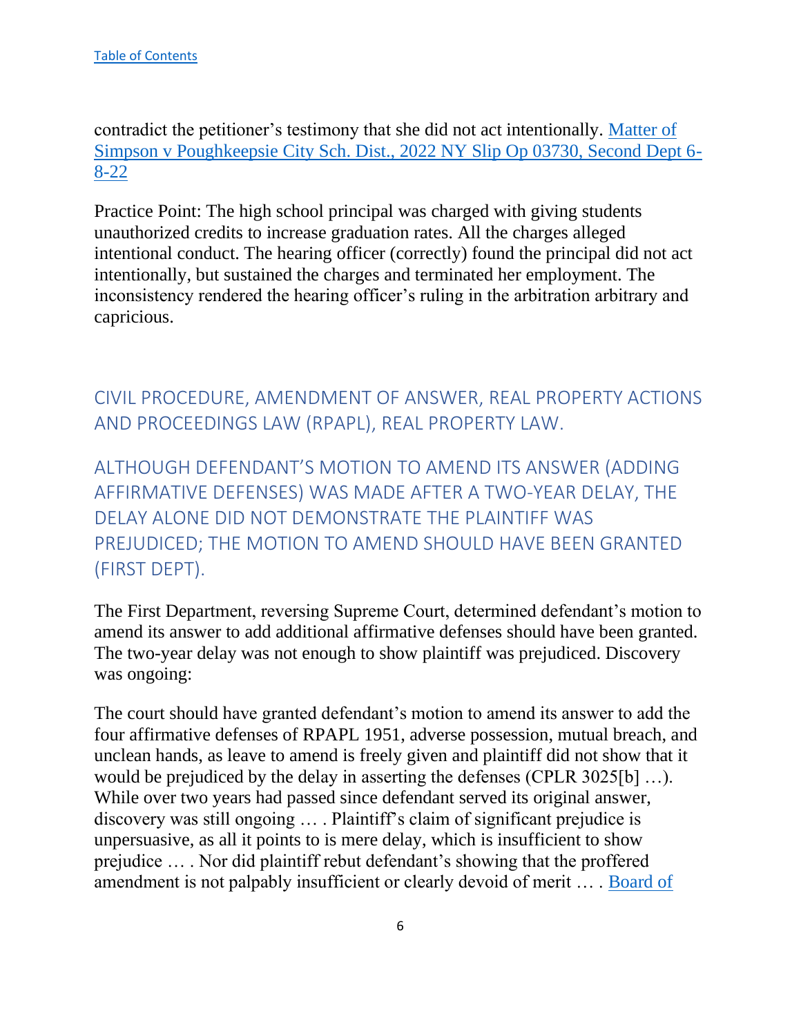contradict the petitioner's testimony that she did not act intentionally. [Matter of Simpson v Poughkeepsie City Sch. Dist., 2022 NY Slip Op 03730, Second Dept 6-8-22]

Practice Point: The high school principal was charged with giving students unauthorized credits to increase graduation rates. All the charges alleged intentional conduct. The hearing officer (correctly) found the principal did not act intentionally, but sustained the charges and terminated her employment. The inconsistency rendered the hearing officer's ruling in the arbitration arbitrary and capricious.

## CIVIL PROCEDURE, AMENDMENT OF ANSWER, REAL PROPERTY ACTIONS AND PROCEEDINGS LAW (RPAPL), REAL PROPERTY LAW.

## ALTHOUGH DEFENDANT'S MOTION TO AMEND ITS ANSWER (ADDING AFFIRMATIVE DEFENSES) WAS MADE AFTER A TWO-YEAR DELAY, THE DELAY ALONE DID NOT DEMONSTRATE THE PLAINTIFF WAS PREJUDICED; THE MOTION TO AMEND SHOULD HAVE BEEN GRANTED (FIRST DEPT).

The First Department, reversing Supreme Court, determined defendant's motion to amend its answer to add additional affirmative defenses should have been granted. The two-year delay was not enough to show plaintiff was prejudiced. Discovery was ongoing:

The court should have granted defendant's motion to amend its answer to add the four affirmative defenses of RPAPL 1951, adverse possession, mutual breach, and unclean hands, as leave to amend is freely given and plaintiff did not show that it would be prejudiced by the delay in asserting the defenses (CPLR 3025[b] …). While over two years had passed since defendant served its original answer, discovery was still ongoing … . Plaintiff's claim of significant prejudice is unpersuasive, as all it points to is mere delay, which is insufficient to show prejudice … . Nor did plaintiff rebut defendant's showing that the proffered amendment is not palpably insufficient or clearly devoid of merit … . Board of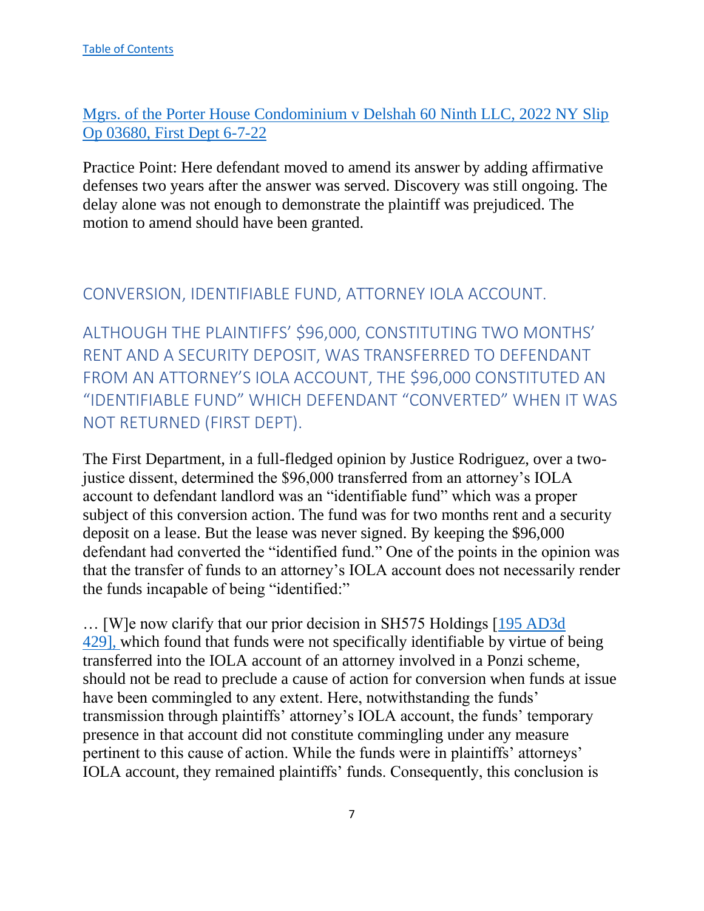[Table of Contents]

[Mgrs. of the Porter House Condominium v Delshah 60 Ninth LLC, 2022 NY Slip Op 03680, First Dept 6-7-22]

Practice Point: Here defendant moved to amend its answer by adding affirmative defenses two years after the answer was served. Discovery was still ongoing. The delay alone was not enough to demonstrate the plaintiff was prejudiced. The motion to amend should have been granted.

## CONVERSION, IDENTIFIABLE FUND, ATTORNEY IOLA ACCOUNT.

## ALTHOUGH THE PLAINTIFFS' $96,000, CONSTITUTING TWO MONTHS' RENT AND A SECURITY DEPOSIT, WAS TRANSFERRED TO DEFENDANT FROM AN ATTORNEY'S IOLA ACCOUNT, THE $96,000 CONSTITUTED AN "IDENTIFIABLE FUND" WHICH DEFENDANT "CONVERTED" WHEN IT WAS NOT RETURNED (FIRST DEPT).

The First Department, in a full-fledged opinion by Justice Rodriguez, over a two-justice dissent, determined the $96,000 transferred from an attorney's IOLA account to defendant landlord was an "identifiable fund" which was a proper subject of this conversion action. The fund was for two months rent and a security deposit on a lease. But the lease was never signed. By keeping the $96,000 defendant had converted the "identified fund." One of the points in the opinion was that the transfer of funds to an attorney's IOLA account does not necessarily render the funds incapable of being "identified:"

… [W]e now clarify that our prior decision in SH575 Holdings [195 AD3d 429], which found that funds were not specifically identifiable by virtue of being transferred into the IOLA account of an attorney involved in a Ponzi scheme, should not be read to preclude a cause of action for conversion when funds at issue have been commingled to any extent. Here, notwithstanding the funds' transmission through plaintiffs' attorney's IOLA account, the funds' temporary presence in that account did not constitute commingling under any measure pertinent to this cause of action. While the funds were in plaintiffs' attorneys' IOLA account, they remained plaintiffs' funds. Consequently, this conclusion is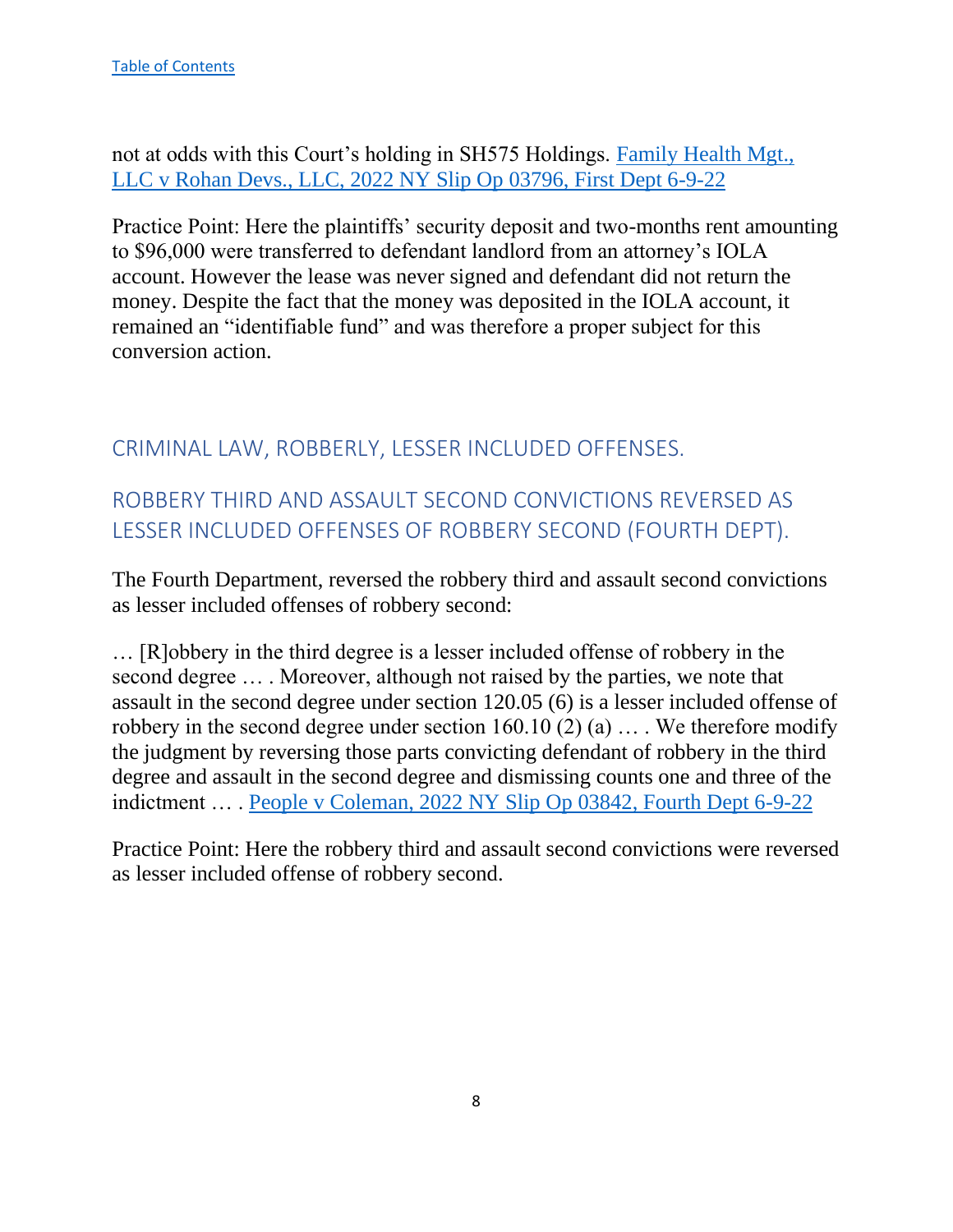not at odds with this Court's holding in SH575 Holdings. [Family Health Mgt., LLC v Rohan Devs., LLC, 2022 NY Slip Op 03796, First Dept 6-9-22]

Practice Point: Here the plaintiffs' security deposit and two-months rent amounting to $96,000 were transferred to defendant landlord from an attorney's IOLA account. However the lease was never signed and defendant did not return the money. Despite the fact that the money was deposited in the IOLA account, it remained an "identifiable fund" and was therefore a proper subject for this conversion action.

## CRIMINAL LAW, ROBBERLY, LESSER INCLUDED OFFENSES.

## ROBBERY THIRD AND ASSAULT SECOND CONVICTIONS REVERSED AS LESSER INCLUDED OFFENSES OF ROBBERY SECOND (FOURTH DEPT).

The Fourth Department, reversed the robbery third and assault second convictions as lesser included offenses of robbery second:

… [R]obbery in the third degree is a lesser included offense of robbery in the second degree … . Moreover, although not raised by the parties, we note that assault in the second degree under section 120.05 (6) is a lesser included offense of robbery in the second degree under section 160.10 (2) (a) … . We therefore modify the judgment by reversing those parts convicting defendant of robbery in the third degree and assault in the second degree and dismissing counts one and three of the indictment … . [People v Coleman, 2022 NY Slip Op 03842, Fourth Dept 6-9-22]

Practice Point: Here the robbery third and assault second convictions were reversed as lesser included offense of robbery second.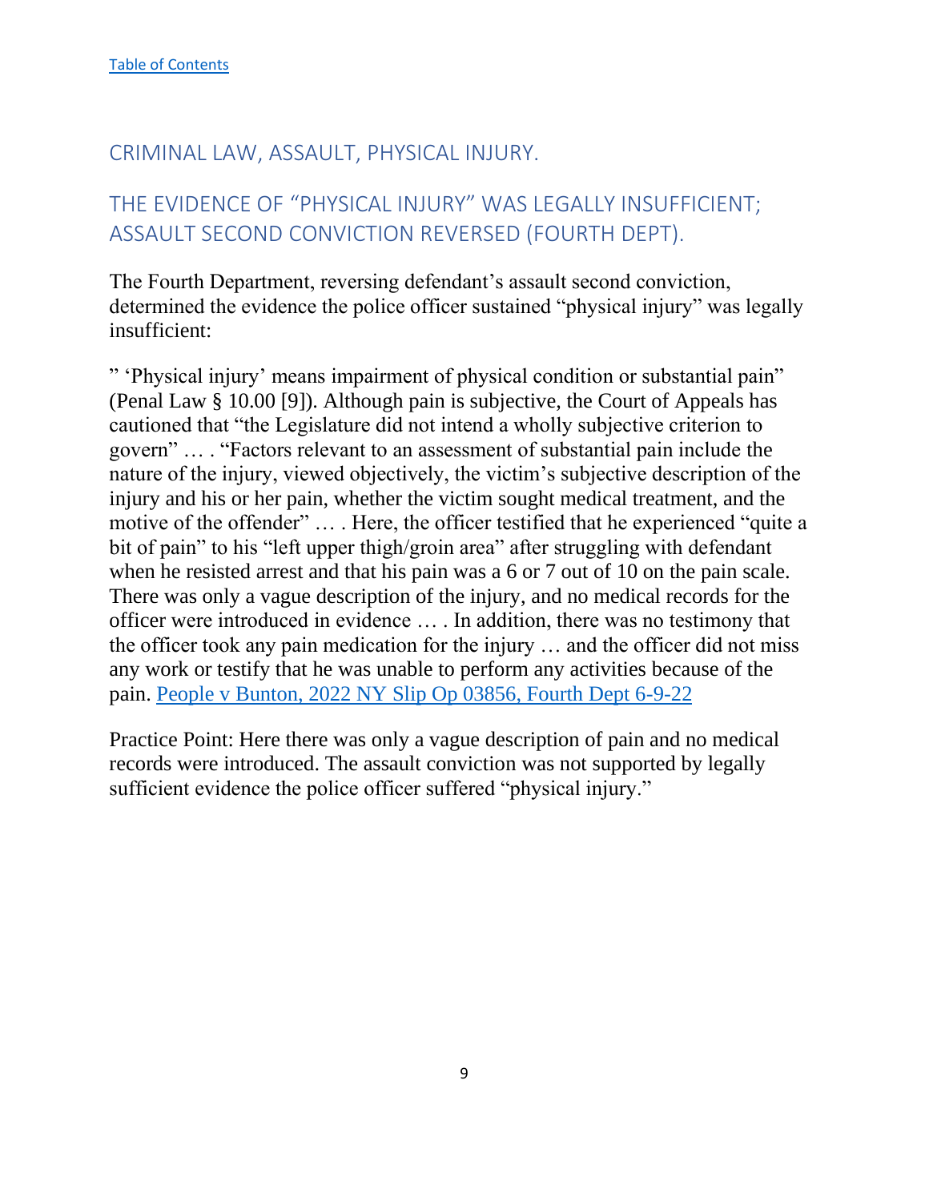[Table of Contents]

## CRIMINAL LAW, ASSAULT, PHYSICAL INJURY.

## THE EVIDENCE OF "PHYSICAL INJURY" WAS LEGALLY INSUFFICIENT; ASSAULT SECOND CONVICTION REVERSED (FOURTH DEPT).

The Fourth Department, reversing defendant's assault second conviction, determined the evidence the police officer sustained "physical injury" was legally insufficient:

" 'Physical injury' means impairment of physical condition or substantial pain" (Penal Law § 10.00 [9]). Although pain is subjective, the Court of Appeals has cautioned that "the Legislature did not intend a wholly subjective criterion to govern" … . "Factors relevant to an assessment of substantial pain include the nature of the injury, viewed objectively, the victim's subjective description of the injury and his or her pain, whether the victim sought medical treatment, and the motive of the offender" … . Here, the officer testified that he experienced "quite a bit of pain" to his "left upper thigh/groin area" after struggling with defendant when he resisted arrest and that his pain was a 6 or 7 out of 10 on the pain scale. There was only a vague description of the injury, and no medical records for the officer were introduced in evidence … . In addition, there was no testimony that the officer took any pain medication for the injury … and the officer did not miss any work or testify that he was unable to perform any activities because of the pain. People v Bunton, 2022 NY Slip Op 03856, Fourth Dept 6-9-22

Practice Point: Here there was only a vague description of pain and no medical records were introduced. The assault conviction was not supported by legally sufficient evidence the police officer suffered "physical injury."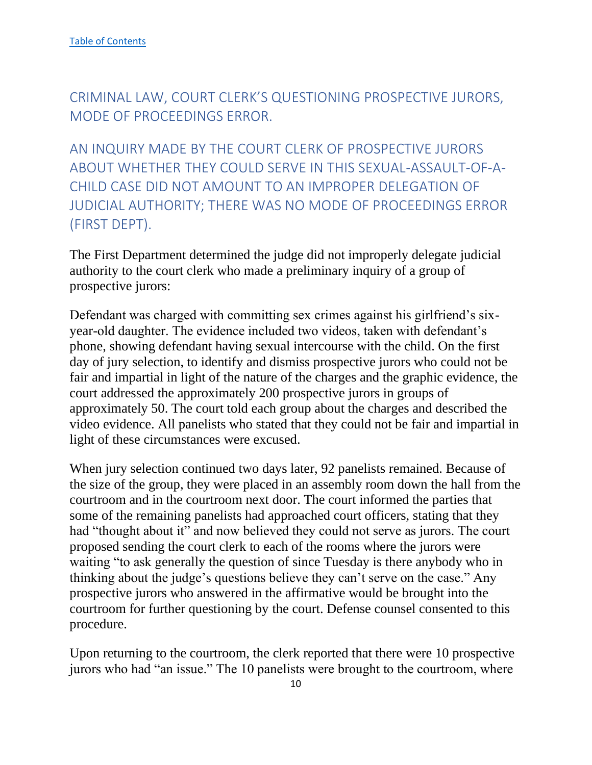[Table of Contents]

## CRIMINAL LAW, COURT CLERK'S QUESTIONING PROSPECTIVE JURORS, MODE OF PROCEEDINGS ERROR.

## AN INQUIRY MADE BY THE COURT CLERK OF PROSPECTIVE JURORS ABOUT WHETHER THEY COULD SERVE IN THIS SEXUAL-ASSAULT-OF-A-CHILD CASE DID NOT AMOUNT TO AN IMPROPER DELEGATION OF JUDICIAL AUTHORITY; THERE WAS NO MODE OF PROCEEDINGS ERROR (FIRST DEPT).

The First Department determined the judge did not improperly delegate judicial authority to the court clerk who made a preliminary inquiry of a group of prospective jurors:

Defendant was charged with committing sex crimes against his girlfriend's six-year-old daughter. The evidence included two videos, taken with defendant's phone, showing defendant having sexual intercourse with the child. On the first day of jury selection, to identify and dismiss prospective jurors who could not be fair and impartial in light of the nature of the charges and the graphic evidence, the court addressed the approximately 200 prospective jurors in groups of approximately 50. The court told each group about the charges and described the video evidence. All panelists who stated that they could not be fair and impartial in light of these circumstances were excused.

When jury selection continued two days later, 92 panelists remained. Because of the size of the group, they were placed in an assembly room down the hall from the courtroom and in the courtroom next door. The court informed the parties that some of the remaining panelists had approached court officers, stating that they had "thought about it" and now believed they could not serve as jurors. The court proposed sending the court clerk to each of the rooms where the jurors were waiting "to ask generally the question of since Tuesday is there anybody who in thinking about the judge's questions believe they can't serve on the case." Any prospective jurors who answered in the affirmative would be brought into the courtroom for further questioning by the court. Defense counsel consented to this procedure.

Upon returning to the courtroom, the clerk reported that there were 10 prospective jurors who had "an issue." The 10 panelists were brought to the courtroom, where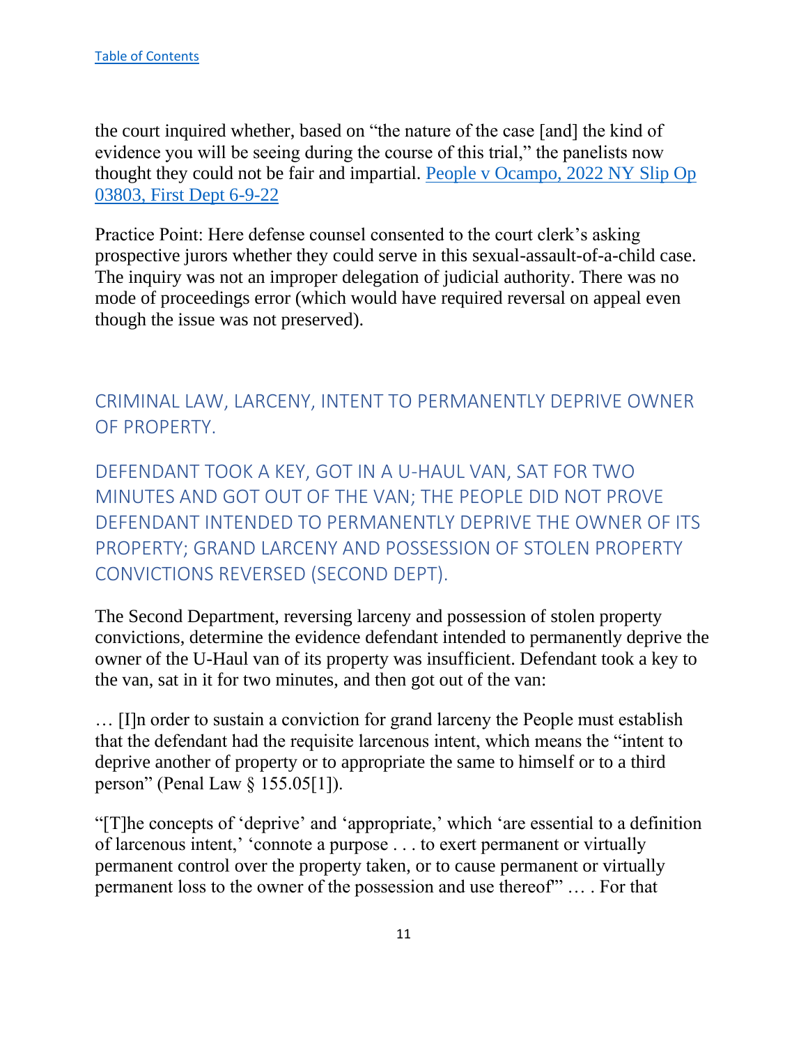the court inquired whether, based on "the nature of the case [and] the kind of evidence you will be seeing during the course of this trial," the panelists now thought they could not be fair and impartial. People v Ocampo, 2022 NY Slip Op 03803, First Dept 6-9-22

Practice Point: Here defense counsel consented to the court clerk's asking prospective jurors whether they could serve in this sexual-assault-of-a-child case. The inquiry was not an improper delegation of judicial authority. There was no mode of proceedings error (which would have required reversal on appeal even though the issue was not preserved).

## CRIMINAL LAW, LARCENY, INTENT TO PERMANENTLY DEPRIVE OWNER OF PROPERTY.

## DEFENDANT TOOK A KEY, GOT IN A U-HAUL VAN, SAT FOR TWO MINUTES AND GOT OUT OF THE VAN; THE PEOPLE DID NOT PROVE DEFENDANT INTENDED TO PERMANENTLY DEPRIVE THE OWNER OF ITS PROPERTY; GRAND LARCENY AND POSSESSION OF STOLEN PROPERTY CONVICTIONS REVERSED (SECOND DEPT).

The Second Department, reversing larceny and possession of stolen property convictions, determine the evidence defendant intended to permanently deprive the owner of the U-Haul van of its property was insufficient. Defendant took a key to the van, sat in it for two minutes, and then got out of the van:

… [I]n order to sustain a conviction for grand larceny the People must establish that the defendant had the requisite larcenous intent, which means the "intent to deprive another of property or to appropriate the same to himself or to a third person" (Penal Law § 155.05[1]).

"[T]he concepts of 'deprive' and 'appropriate,' which 'are essential to a definition of larcenous intent,' 'connote a purpose . . . to exert permanent or virtually permanent control over the property taken, or to cause permanent or virtually permanent loss to the owner of the possession and use thereof'" … . For that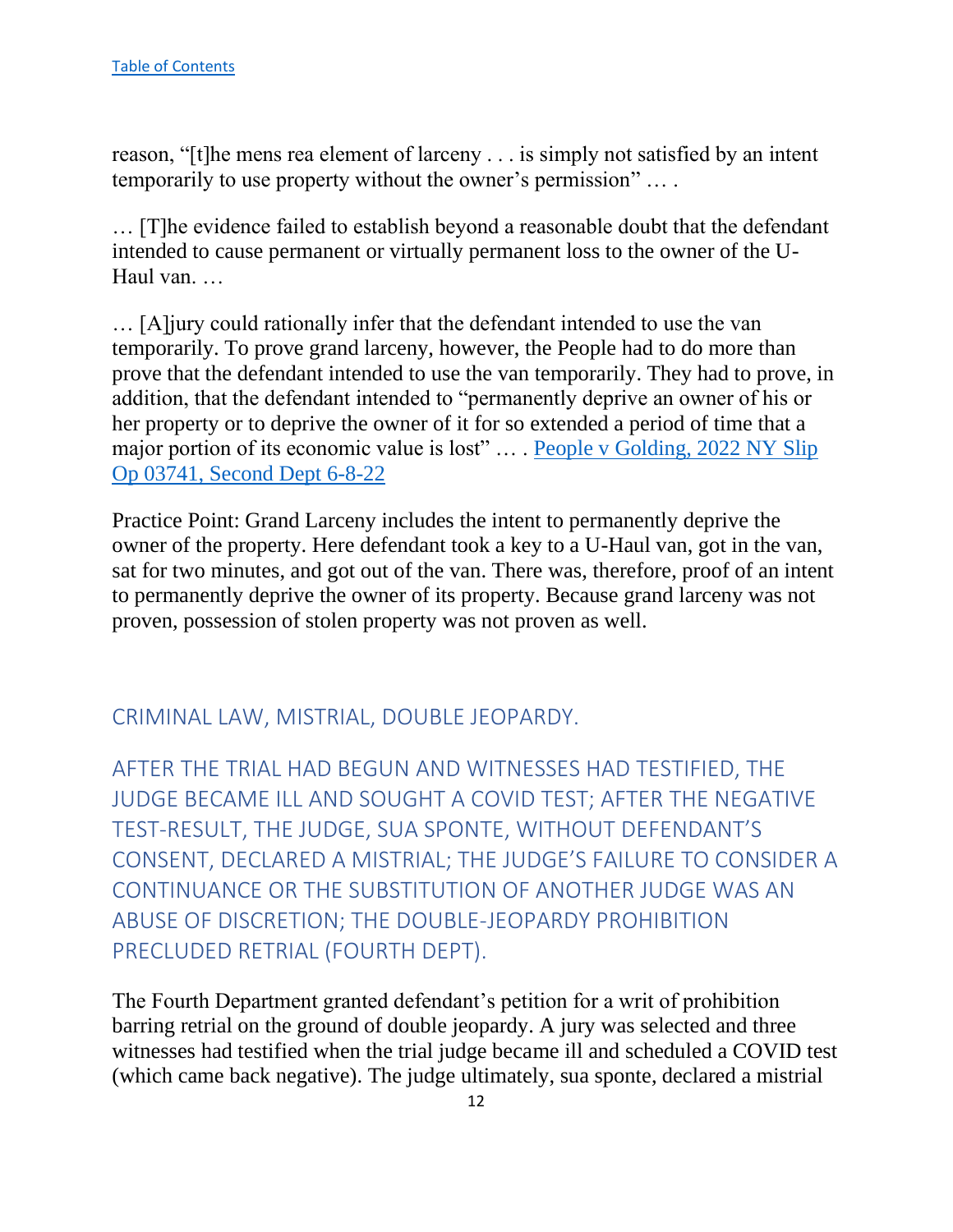[Table of Contents](#)

reason, "[t]he mens rea element of larceny . . . is simply not satisfied by an intent temporarily to use property without the owner's permission" … .

… [T]he evidence failed to establish beyond a reasonable doubt that the defendant intended to cause permanent or virtually permanent loss to the owner of the U-Haul van. …

… [A]jury could rationally infer that the defendant intended to use the van temporarily. To prove grand larceny, however, the People had to do more than prove that the defendant intended to use the van temporarily. They had to prove, in addition, that the defendant intended to "permanently deprive an owner of his or her property or to deprive the owner of it for so extended a period of time that a major portion of its economic value is lost" … . [People v Golding, 2022 NY Slip Op 03741, Second Dept 6-8-22](#)

Practice Point: Grand Larceny includes the intent to permanently deprive the owner of the property. Here defendant took a key to a U-Haul van, got in the van, sat for two minutes, and got out of the van. There was, therefore, proof of an intent to permanently deprive the owner of its property. Because grand larceny was not proven, possession of stolen property was not proven as well.

## CRIMINAL LAW, MISTRIAL, DOUBLE JEOPARDY.

### AFTER THE TRIAL HAD BEGUN AND WITNESSES HAD TESTIFIED, THE JUDGE BECAME ILL AND SOUGHT A COVID TEST; AFTER THE NEGATIVE TEST-RESULT, THE JUDGE, SUA SPONTE, WITHOUT DEFENDANT'S CONSENT, DECLARED A MISTRIAL; THE JUDGE'S FAILURE TO CONSIDER A CONTINUANCE OR THE SUBSTITUTION OF ANOTHER JUDGE WAS AN ABUSE OF DISCRETION; THE DOUBLE-JEOPARDY PROHIBITION PRECLUDED RETRIAL (FOURTH DEPT).

The Fourth Department granted defendant's petition for a writ of prohibition barring retrial on the ground of double jeopardy. A jury was selected and three witnesses had testified when the trial judge became ill and scheduled a COVID test (which came back negative). The judge ultimately, sua sponte, declared a mistrial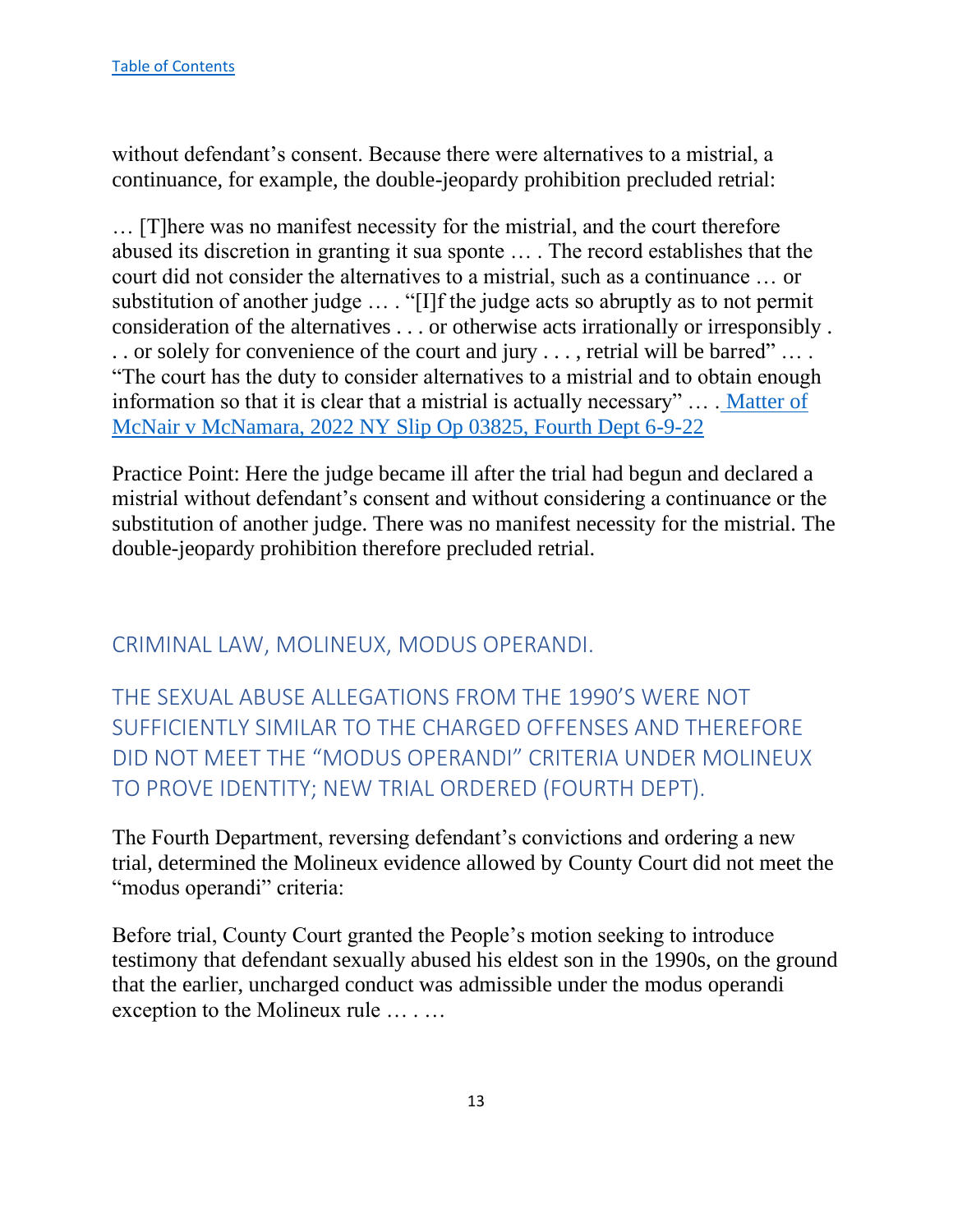without defendant's consent. Because there were alternatives to a mistrial, a continuance, for example, the double-jeopardy prohibition precluded retrial:

… [T]here was no manifest necessity for the mistrial, and the court therefore abused its discretion in granting it sua sponte … . The record establishes that the court did not consider the alternatives to a mistrial, such as a continuance … or substitution of another judge … . "[I]f the judge acts so abruptly as to not permit consideration of the alternatives . . . or otherwise acts irrationally or irresponsibly . . . or solely for convenience of the court and jury . . . , retrial will be barred" … . "The court has the duty to consider alternatives to a mistrial and to obtain enough information so that it is clear that a mistrial is actually necessary" … . Matter of McNair v McNamara, 2022 NY Slip Op 03825, Fourth Dept 6-9-22

Practice Point: Here the judge became ill after the trial had begun and declared a mistrial without defendant's consent and without considering a continuance or the substitution of another judge. There was no manifest necessity for the mistrial. The double-jeopardy prohibition therefore precluded retrial.

## CRIMINAL LAW, MOLINEUX, MODUS OPERANDI.

## THE SEXUAL ABUSE ALLEGATIONS FROM THE 1990'S WERE NOT SUFFICIENTLY SIMILAR TO THE CHARGED OFFENSES AND THEREFORE DID NOT MEET THE "MODUS OPERANDI" CRITERIA UNDER MOLINEUX TO PROVE IDENTITY; NEW TRIAL ORDERED (FOURTH DEPT).

The Fourth Department, reversing defendant's convictions and ordering a new trial, determined the Molineux evidence allowed by County Court did not meet the "modus operandi" criteria:

Before trial, County Court granted the People's motion seeking to introduce testimony that defendant sexually abused his eldest son in the 1990s, on the ground that the earlier, uncharged conduct was admissible under the modus operandi exception to the Molineux rule … . …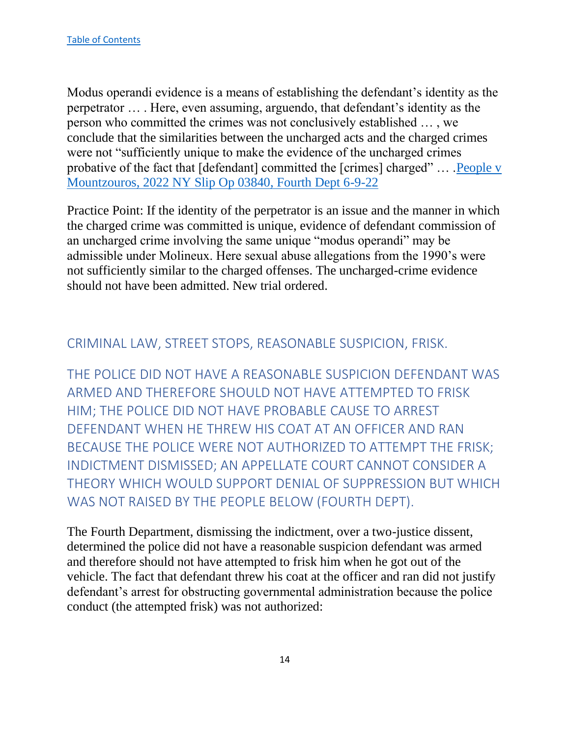Modus operandi evidence is a means of establishing the defendant's identity as the perpetrator … . Here, even assuming, arguendo, that defendant's identity as the person who committed the crimes was not conclusively established … , we conclude that the similarities between the uncharged acts and the charged crimes were not "sufficiently unique to make the evidence of the uncharged crimes probative of the fact that [defendant] committed the [crimes] charged" … .[People v Mountzouros, 2022 NY Slip Op 03840, Fourth Dept 6-9-22](#)

Practice Point: If the identity of the perpetrator is an issue and the manner in which the charged crime was committed is unique, evidence of defendant commission of an uncharged crime involving the same unique "modus operandi" may be admissible under Molineux. Here sexual abuse allegations from the 1990's were not sufficiently similar to the charged offenses. The uncharged-crime evidence should not have been admitted. New trial ordered.

## CRIMINAL LAW, STREET STOPS, REASONABLE SUSPICION, FRISK.

## THE POLICE DID NOT HAVE A REASONABLE SUSPICION DEFENDANT WAS ARMED AND THEREFORE SHOULD NOT HAVE ATTEMPTED TO FRISK HIM; THE POLICE DID NOT HAVE PROBABLE CAUSE TO ARREST DEFENDANT WHEN HE THREW HIS COAT AT AN OFFICER AND RAN BECAUSE THE POLICE WERE NOT AUTHORIZED TO ATTEMPT THE FRISK; INDICTMENT DISMISSED; AN APPELLATE COURT CANNOT CONSIDER A THEORY WHICH WOULD SUPPORT DENIAL OF SUPPRESSION BUT WHICH WAS NOT RAISED BY THE PEOPLE BELOW (FOURTH DEPT).

The Fourth Department, dismissing the indictment, over a two-justice dissent, determined the police did not have a reasonable suspicion defendant was armed and therefore should not have attempted to frisk him when he got out of the vehicle. The fact that defendant threw his coat at the officer and ran did not justify defendant's arrest for obstructing governmental administration because the police conduct (the attempted frisk) was not authorized: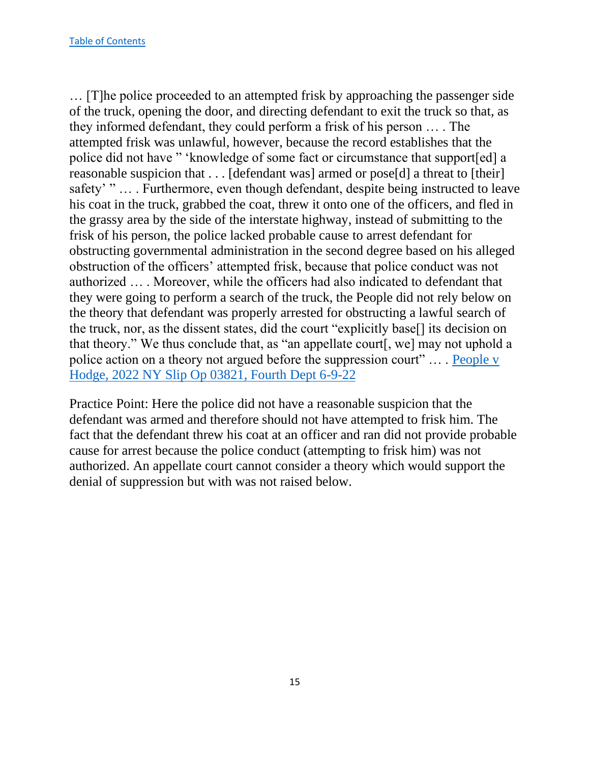[Table of Contents](#)

… [T]he police proceeded to an attempted frisk by approaching the passenger side of the truck, opening the door, and directing defendant to exit the truck so that, as they informed defendant, they could perform a frisk of his person … . The attempted frisk was unlawful, however, because the record establishes that the police did not have " 'knowledge of some fact or circumstance that support[ed] a reasonable suspicion that . . . [defendant was] armed or pose[d] a threat to [their] safety' " … . Furthermore, even though defendant, despite being instructed to leave his coat in the truck, grabbed the coat, threw it onto one of the officers, and fled in the grassy area by the side of the interstate highway, instead of submitting to the frisk of his person, the police lacked probable cause to arrest defendant for obstructing governmental administration in the second degree based on his alleged obstruction of the officers' attempted frisk, because that police conduct was not authorized … . Moreover, while the officers had also indicated to defendant that they were going to perform a search of the truck, the People did not rely below on the theory that defendant was properly arrested for obstructing a lawful search of the truck, nor, as the dissent states, did the court "explicitly base[] its decision on that theory." We thus conclude that, as "an appellate court[, we] may not uphold a police action on a theory not argued before the suppression court" … . [People v Hodge, 2022 NY Slip Op 03821, Fourth Dept 6-9-22](#)

Practice Point: Here the police did not have a reasonable suspicion that the defendant was armed and therefore should not have attempted to frisk him. The fact that the defendant threw his coat at an officer and ran did not provide probable cause for arrest because the police conduct (attempting to frisk him) was not authorized. An appellate court cannot consider a theory which would support the denial of suppression but with was not raised below.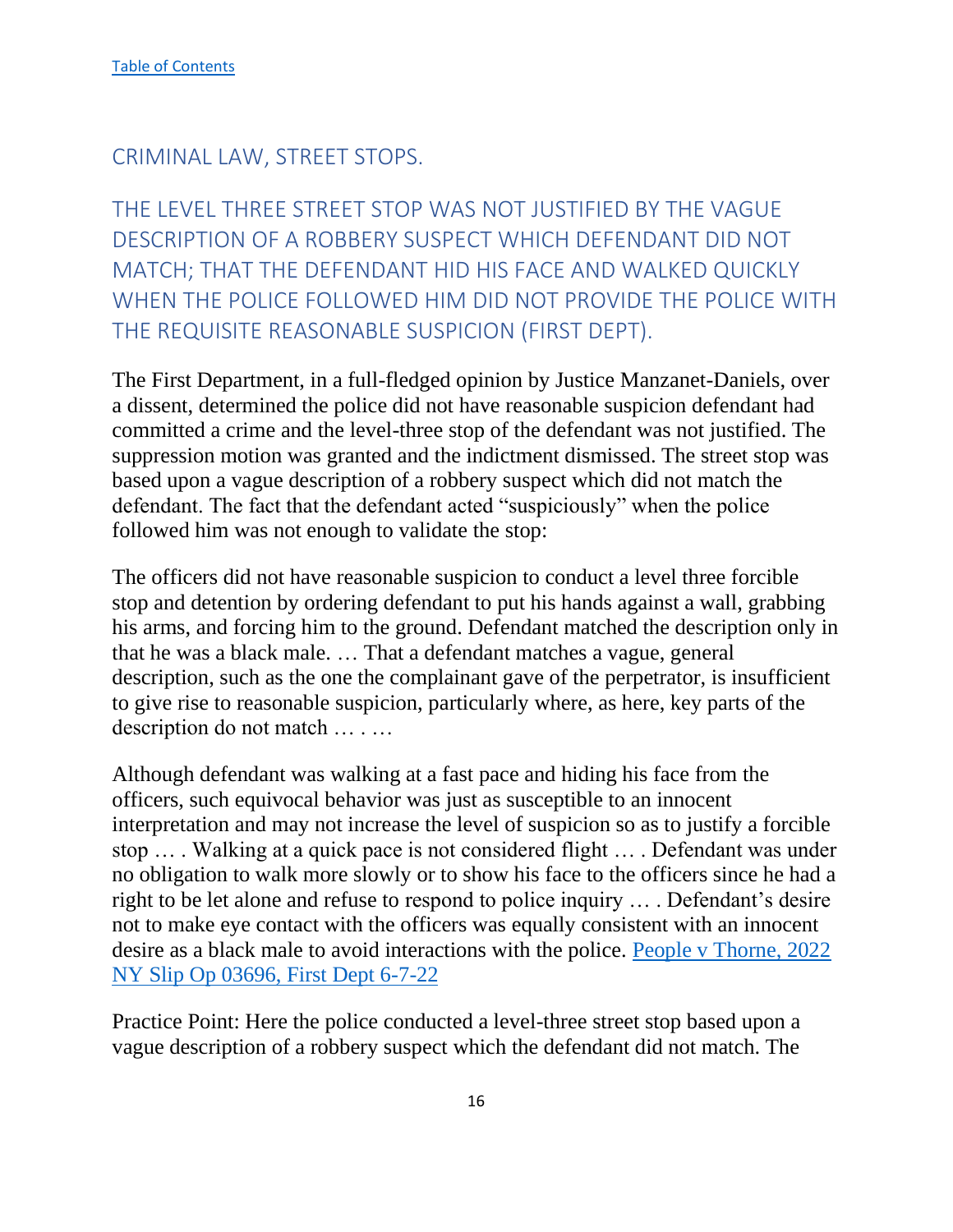[Table of Contents](#)

## CRIMINAL LAW, STREET STOPS.

## THE LEVEL THREE STREET STOP WAS NOT JUSTIFIED BY THE VAGUE DESCRIPTION OF A ROBBERY SUSPECT WHICH DEFENDANT DID NOT MATCH; THAT THE DEFENDANT HID HIS FACE AND WALKED QUICKLY WHEN THE POLICE FOLLOWED HIM DID NOT PROVIDE THE POLICE WITH THE REQUISITE REASONABLE SUSPICION (FIRST DEPT).

The First Department, in a full-fledged opinion by Justice Manzanet-Daniels, over a dissent, determined the police did not have reasonable suspicion defendant had committed a crime and the level-three stop of the defendant was not justified. The suppression motion was granted and the indictment dismissed. The street stop was based upon a vague description of a robbery suspect which did not match the defendant. The fact that the defendant acted "suspiciously" when the police followed him was not enough to validate the stop:

The officers did not have reasonable suspicion to conduct a level three forcible stop and detention by ordering defendant to put his hands against a wall, grabbing his arms, and forcing him to the ground. Defendant matched the description only in that he was a black male. … That a defendant matches a vague, general description, such as the one the complainant gave of the perpetrator, is insufficient to give rise to reasonable suspicion, particularly where, as here, key parts of the description do not match … . …

Although defendant was walking at a fast pace and hiding his face from the officers, such equivocal behavior was just as susceptible to an innocent interpretation and may not increase the level of suspicion so as to justify a forcible stop … . Walking at a quick pace is not considered flight … . Defendant was under no obligation to walk more slowly or to show his face to the officers since he had a right to be let alone and refuse to respond to police inquiry … . Defendant's desire not to make eye contact with the officers was equally consistent with an innocent desire as a black male to avoid interactions with the police. [People v Thorne, 2022 NY Slip Op 03696, First Dept 6-7-22](#)

Practice Point: Here the police conducted a level-three street stop based upon a vague description of a robbery suspect which the defendant did not match. The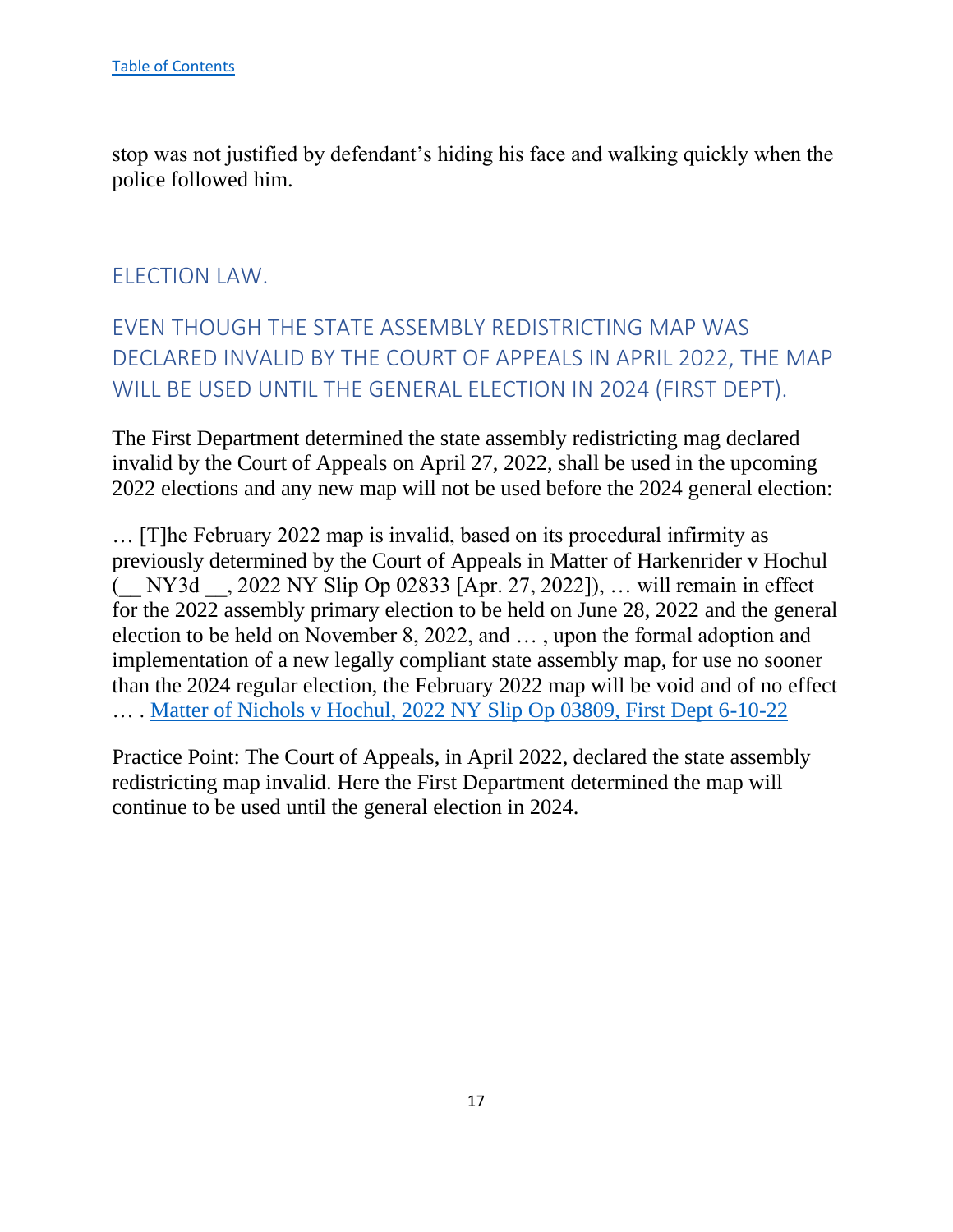[Table of Contents](#)

stop was not justified by defendant's hiding his face and walking quickly when the police followed him.

## ELECTION LAW.

## EVEN THOUGH THE STATE ASSEMBLY REDISTRICTING MAP WAS DECLARED INVALID BY THE COURT OF APPEALS IN APRIL 2022, THE MAP WILL BE USED UNTIL THE GENERAL ELECTION IN 2024 (FIRST DEPT).

The First Department determined the state assembly redistricting mag declared invalid by the Court of Appeals on April 27, 2022, shall be used in the upcoming 2022 elections and any new map will not be used before the 2024 general election:

… [T]he February 2022 map is invalid, based on its procedural infirmity as previously determined by the Court of Appeals in Matter of Harkenrider v Hochul (__ NY3d __, 2022 NY Slip Op 02833 [Apr. 27, 2022]), … will remain in effect for the 2022 assembly primary election to be held on June 28, 2022 and the general election to be held on November 8, 2022, and … , upon the formal adoption and implementation of a new legally compliant state assembly map, for use no sooner than the 2024 regular election, the February 2022 map will be void and of no effect … . [Matter of Nichols v Hochul, 2022 NY Slip Op 03809, First Dept 6-10-22](#)

Practice Point: The Court of Appeals, in April 2022, declared the state assembly redistricting map invalid. Here the First Department determined the map will continue to be used until the general election in 2024.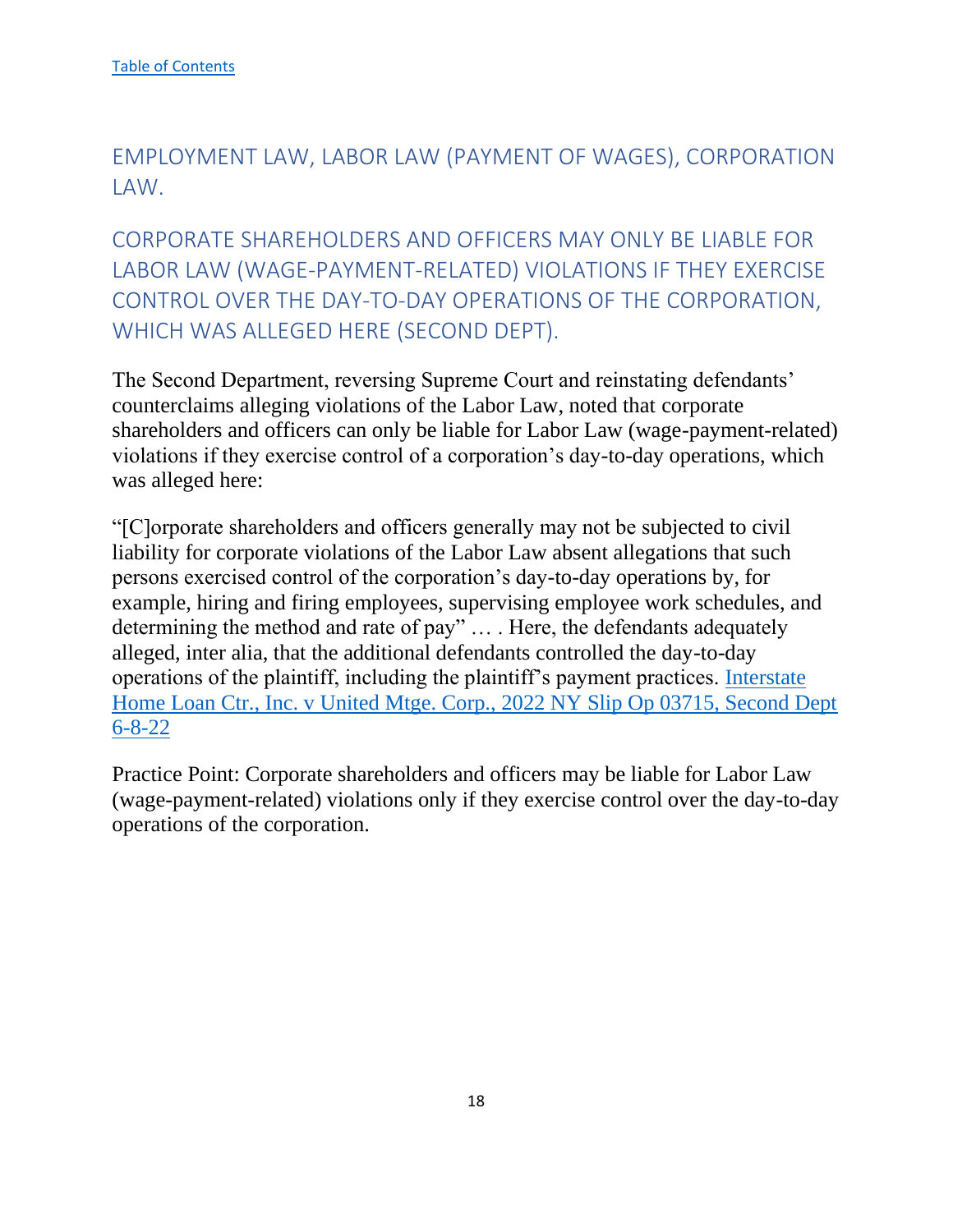[Table of Contents]

## EMPLOYMENT LAW, LABOR LAW (PAYMENT OF WAGES), CORPORATION LAW.

## CORPORATE SHAREHOLDERS AND OFFICERS MAY ONLY BE LIABLE FOR LABOR LAW (WAGE-PAYMENT-RELATED) VIOLATIONS IF THEY EXERCISE CONTROL OVER THE DAY-TO-DAY OPERATIONS OF THE CORPORATION, WHICH WAS ALLEGED HERE (SECOND DEPT).

The Second Department, reversing Supreme Court and reinstating defendants' counterclaims alleging violations of the Labor Law, noted that corporate shareholders and officers can only be liable for Labor Law (wage-payment-related) violations if they exercise control of a corporation's day-to-day operations, which was alleged here:

"[C]orporate shareholders and officers generally may not be subjected to civil liability for corporate violations of the Labor Law absent allegations that such persons exercised control of the corporation's day-to-day operations by, for example, hiring and firing employees, supervising employee work schedules, and determining the method and rate of pay" … . Here, the defendants adequately alleged, inter alia, that the additional defendants controlled the day-to-day operations of the plaintiff, including the plaintiff's payment practices. Interstate Home Loan Ctr., Inc. v United Mtge. Corp., 2022 NY Slip Op 03715, Second Dept 6-8-22

Practice Point: Corporate shareholders and officers may be liable for Labor Law (wage-payment-related) violations only if they exercise control over the day-to-day operations of the corporation.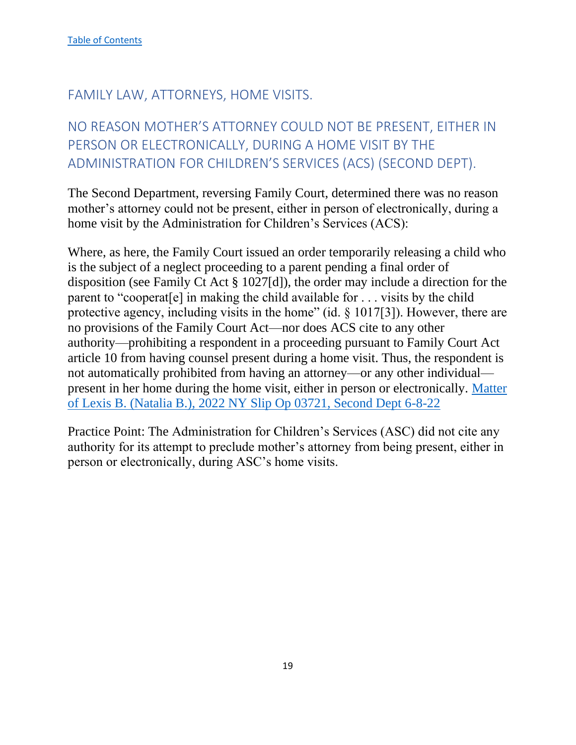[Table of Contents]

## FAMILY LAW, ATTORNEYS, HOME VISITS.

## NO REASON MOTHER'S ATTORNEY COULD NOT BE PRESENT, EITHER IN PERSON OR ELECTRONICALLY, DURING A HOME VISIT BY THE ADMINISTRATION FOR CHILDREN'S SERVICES (ACS) (SECOND DEPT).

The Second Department, reversing Family Court, determined there was no reason mother's attorney could not be present, either in person of electronically, during a home visit by the Administration for Children's Services (ACS):

Where, as here, the Family Court issued an order temporarily releasing a child who is the subject of a neglect proceeding to a parent pending a final order of disposition (see Family Ct Act § 1027[d]), the order may include a direction for the parent to "cooperat[e] in making the child available for . . . visits by the child protective agency, including visits in the home" (id. § 1017[3]). However, there are no provisions of the Family Court Act—nor does ACS cite to any other authority—prohibiting a respondent in a proceeding pursuant to Family Court Act article 10 from having counsel present during a home visit. Thus, the respondent is not automatically prohibited from having an attorney—or any other individual—present in her home during the home visit, either in person or electronically. [Matter of Lexis B. (Natalia B.), 2022 NY Slip Op 03721, Second Dept 6-8-22]

Practice Point: The Administration for Children's Services (ASC) did not cite any authority for its attempt to preclude mother's attorney from being present, either in person or electronically, during ASC's home visits.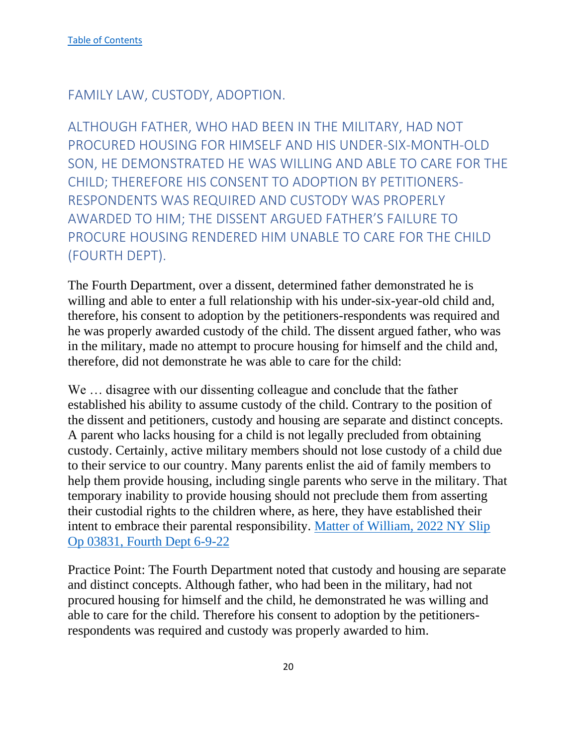[Table of Contents](#)

## FAMILY LAW, CUSTODY, ADOPTION.

### ALTHOUGH FATHER, WHO HAD BEEN IN THE MILITARY, HAD NOT PROCURED HOUSING FOR HIMSELF AND HIS UNDER-SIX-MONTH-OLD SON, HE DEMONSTRATED HE WAS WILLING AND ABLE TO CARE FOR THE CHILD; THEREFORE HIS CONSENT TO ADOPTION BY PETITIONERS-RESPONDENTS WAS REQUIRED AND CUSTODY WAS PROPERLY AWARDED TO HIM; THE DISSENT ARGUED FATHER'S FAILURE TO PROCURE HOUSING RENDERED HIM UNABLE TO CARE FOR THE CHILD (FOURTH DEPT).

The Fourth Department, over a dissent, determined father demonstrated he is willing and able to enter a full relationship with his under-six-year-old child and, therefore, his consent to adoption by the petitioners-respondents was required and he was properly awarded custody of the child. The dissent argued father, who was in the military, made no attempt to procure housing for himself and the child and, therefore, did not demonstrate he was able to care for the child:

We … disagree with our dissenting colleague and conclude that the father established his ability to assume custody of the child. Contrary to the position of the dissent and petitioners, custody and housing are separate and distinct concepts. A parent who lacks housing for a child is not legally precluded from obtaining custody. Certainly, active military members should not lose custody of a child due to their service to our country. Many parents enlist the aid of family members to help them provide housing, including single parents who serve in the military. That temporary inability to provide housing should not preclude them from asserting their custodial rights to the children where, as here, they have established their intent to embrace their parental responsibility. [Matter of William, 2022 NY Slip Op 03831, Fourth Dept 6-9-22](#)

Practice Point: The Fourth Department noted that custody and housing are separate and distinct concepts. Although father, who had been in the military, had not procured housing for himself and the child, he demonstrated he was willing and able to care for the child. Therefore his consent to adoption by the petitioners-respondents was required and custody was properly awarded to him.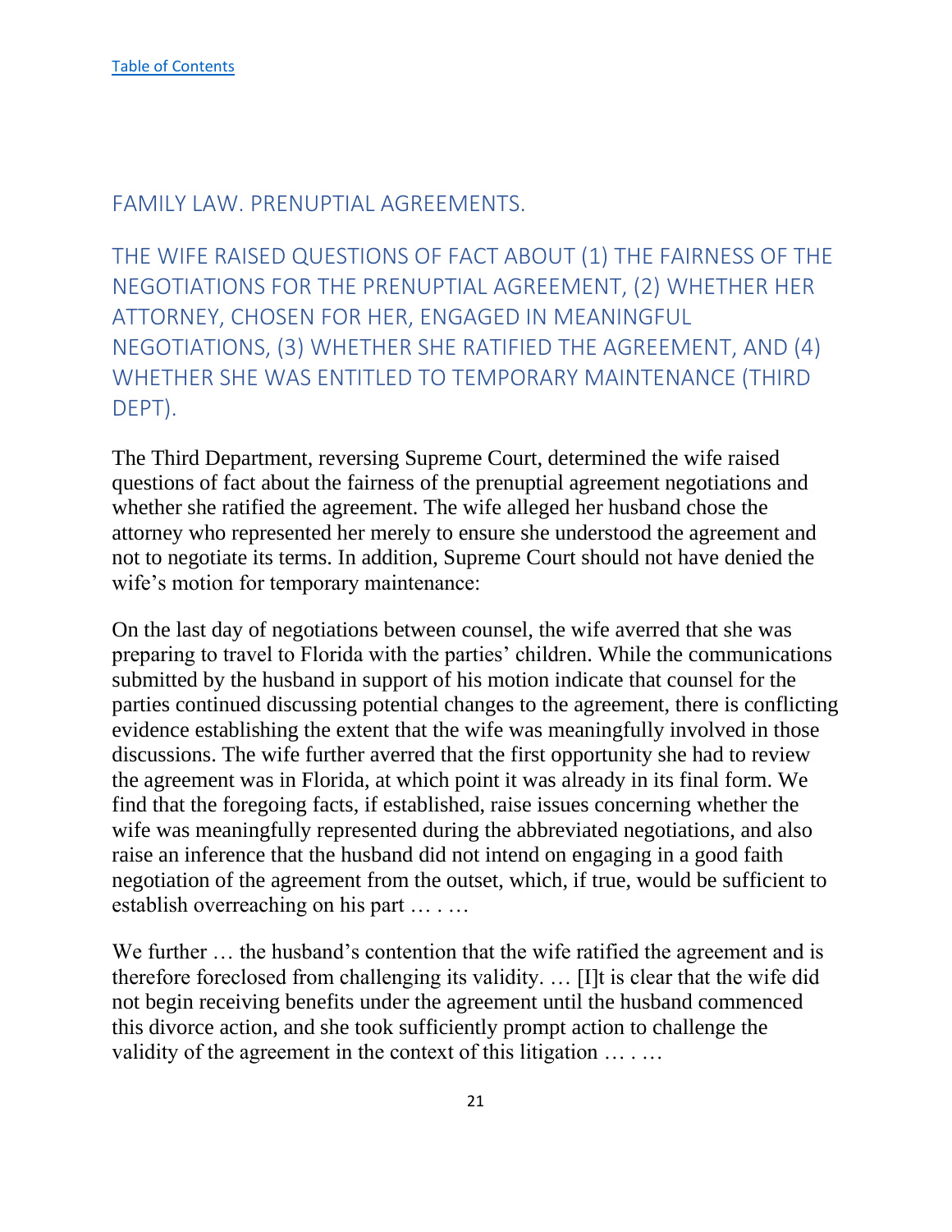[Table of Contents](#)

## FAMILY LAW. PRENUPTIAL AGREEMENTS.

### THE WIFE RAISED QUESTIONS OF FACT ABOUT (1) THE FAIRNESS OF THE NEGOTIATIONS FOR THE PRENUPTIAL AGREEMENT, (2) WHETHER HER ATTORNEY, CHOSEN FOR HER, ENGAGED IN MEANINGFUL NEGOTIATIONS, (3) WHETHER SHE RATIFIED THE AGREEMENT, AND (4) WHETHER SHE WAS ENTITLED TO TEMPORARY MAINTENANCE (THIRD DEPT).

The Third Department, reversing Supreme Court, determined the wife raised questions of fact about the fairness of the prenuptial agreement negotiations and whether she ratified the agreement. The wife alleged her husband chose the attorney who represented her merely to ensure she understood the agreement and not to negotiate its terms. In addition, Supreme Court should not have denied the wife's motion for temporary maintenance:

On the last day of negotiations between counsel, the wife averred that she was preparing to travel to Florida with the parties' children. While the communications submitted by the husband in support of his motion indicate that counsel for the parties continued discussing potential changes to the agreement, there is conflicting evidence establishing the extent that the wife was meaningfully involved in those discussions. The wife further averred that the first opportunity she had to review the agreement was in Florida, at which point it was already in its final form. We find that the foregoing facts, if established, raise issues concerning whether the wife was meaningfully represented during the abbreviated negotiations, and also raise an inference that the husband did not intend on engaging in a good faith negotiation of the agreement from the outset, which, if true, would be sufficient to establish overreaching on his part … . …

We further … the husband's contention that the wife ratified the agreement and is therefore foreclosed from challenging its validity. … [I]t is clear that the wife did not begin receiving benefits under the agreement until the husband commenced this divorce action, and she took sufficiently prompt action to challenge the validity of the agreement in the context of this litigation … . …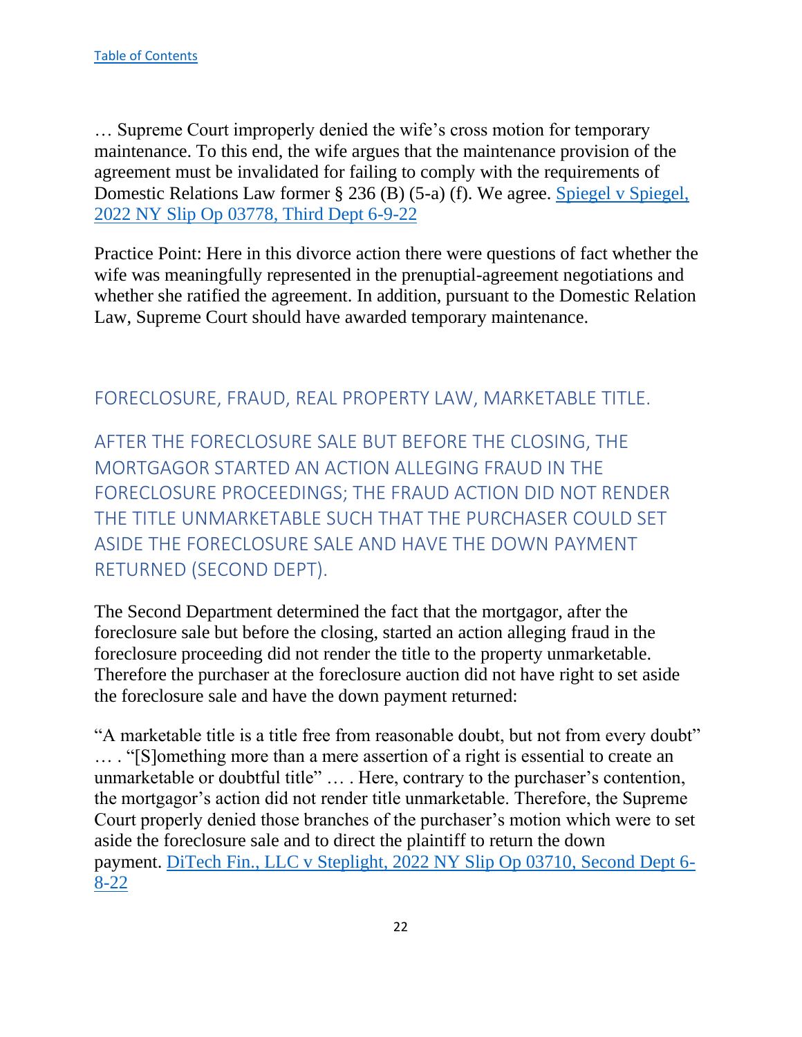… Supreme Court improperly denied the wife's cross motion for temporary maintenance. To this end, the wife argues that the maintenance provision of the agreement must be invalidated for failing to comply with the requirements of Domestic Relations Law former § 236 (B) (5-a) (f). We agree. [Spiegel v Spiegel, 2022 NY Slip Op 03778, Third Dept 6-9-22]()

Practice Point: Here in this divorce action there were questions of fact whether the wife was meaningfully represented in the prenuptial-agreement negotiations and whether she ratified the agreement. In addition, pursuant to the Domestic Relation Law, Supreme Court should have awarded temporary maintenance.

## FORECLOSURE, FRAUD, REAL PROPERTY LAW, MARKETABLE TITLE.

## AFTER THE FORECLOSURE SALE BUT BEFORE THE CLOSING, THE MORTGAGOR STARTED AN ACTION ALLEGING FRAUD IN THE FORECLOSURE PROCEEDINGS; THE FRAUD ACTION DID NOT RENDER THE TITLE UNMARKETABLE SUCH THAT THE PURCHASER COULD SET ASIDE THE FORECLOSURE SALE AND HAVE THE DOWN PAYMENT RETURNED (SECOND DEPT).

The Second Department determined the fact that the mortgagor, after the foreclosure sale but before the closing, started an action alleging fraud in the foreclosure proceeding did not render the title to the property unmarketable. Therefore the purchaser at the foreclosure auction did not have right to set aside the foreclosure sale and have the down payment returned:

"A marketable title is a title free from reasonable doubt, but not from every doubt" … . "[S]omething more than a mere assertion of a right is essential to create an unmarketable or doubtful title" … . Here, contrary to the purchaser's contention, the mortgagor's action did not render title unmarketable. Therefore, the Supreme Court properly denied those branches of the purchaser's motion which were to set aside the foreclosure sale and to direct the plaintiff to return the down payment. [DiTech Fin., LLC v Steplight, 2022 NY Slip Op 03710, Second Dept 6-8-22]()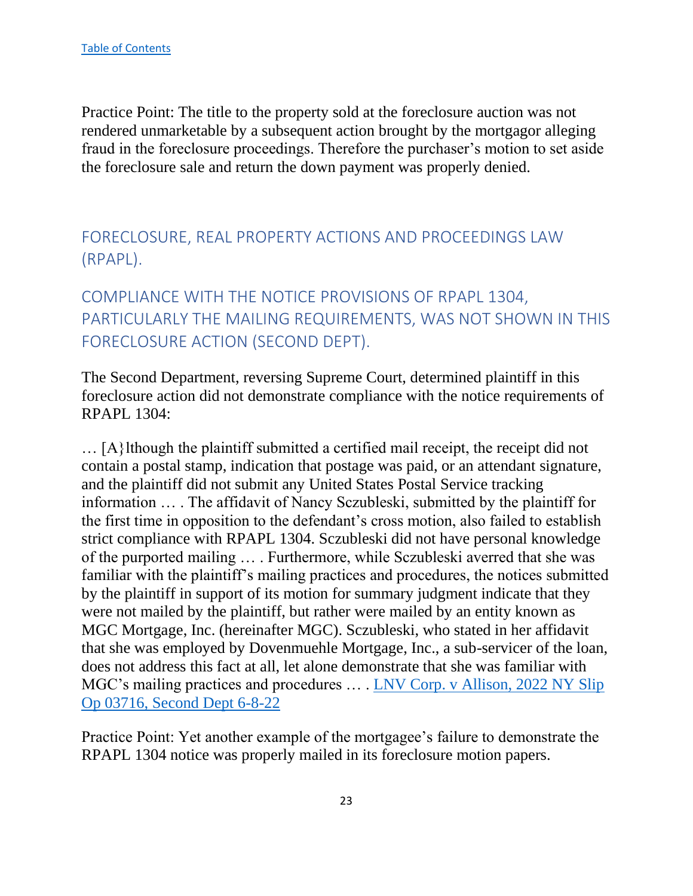Practice Point: The title to the property sold at the foreclosure auction was not rendered unmarketable by a subsequent action brought by the mortgagor alleging fraud in the foreclosure proceedings. Therefore the purchaser's motion to set aside the foreclosure sale and return the down payment was properly denied.

## FORECLOSURE, REAL PROPERTY ACTIONS AND PROCEEDINGS LAW (RPAPL).

## COMPLIANCE WITH THE NOTICE PROVISIONS OF RPAPL 1304, PARTICULARLY THE MAILING REQUIREMENTS, WAS NOT SHOWN IN THIS FORECLOSURE ACTION (SECOND DEPT).

The Second Department, reversing Supreme Court, determined plaintiff in this foreclosure action did not demonstrate compliance with the notice requirements of RPAPL 1304:

… [A}lthough the plaintiff submitted a certified mail receipt, the receipt did not contain a postal stamp, indication that postage was paid, or an attendant signature, and the plaintiff did not submit any United States Postal Service tracking information … . The affidavit of Nancy Sczubleski, submitted by the plaintiff for the first time in opposition to the defendant's cross motion, also failed to establish strict compliance with RPAPL 1304. Sczubleski did not have personal knowledge of the purported mailing … . Furthermore, while Sczubleski averred that she was familiar with the plaintiff's mailing practices and procedures, the notices submitted by the plaintiff in support of its motion for summary judgment indicate that they were not mailed by the plaintiff, but rather were mailed by an entity known as MGC Mortgage, Inc. (hereinafter MGC). Sczubleski, who stated in her affidavit that she was employed by Dovenmuehle Mortgage, Inc., a sub-servicer of the loan, does not address this fact at all, let alone demonstrate that she was familiar with MGC's mailing practices and procedures … . LNV Corp. v Allison, 2022 NY Slip Op 03716, Second Dept 6-8-22

Practice Point: Yet another example of the mortgagee's failure to demonstrate the RPAPL 1304 notice was properly mailed in its foreclosure motion papers.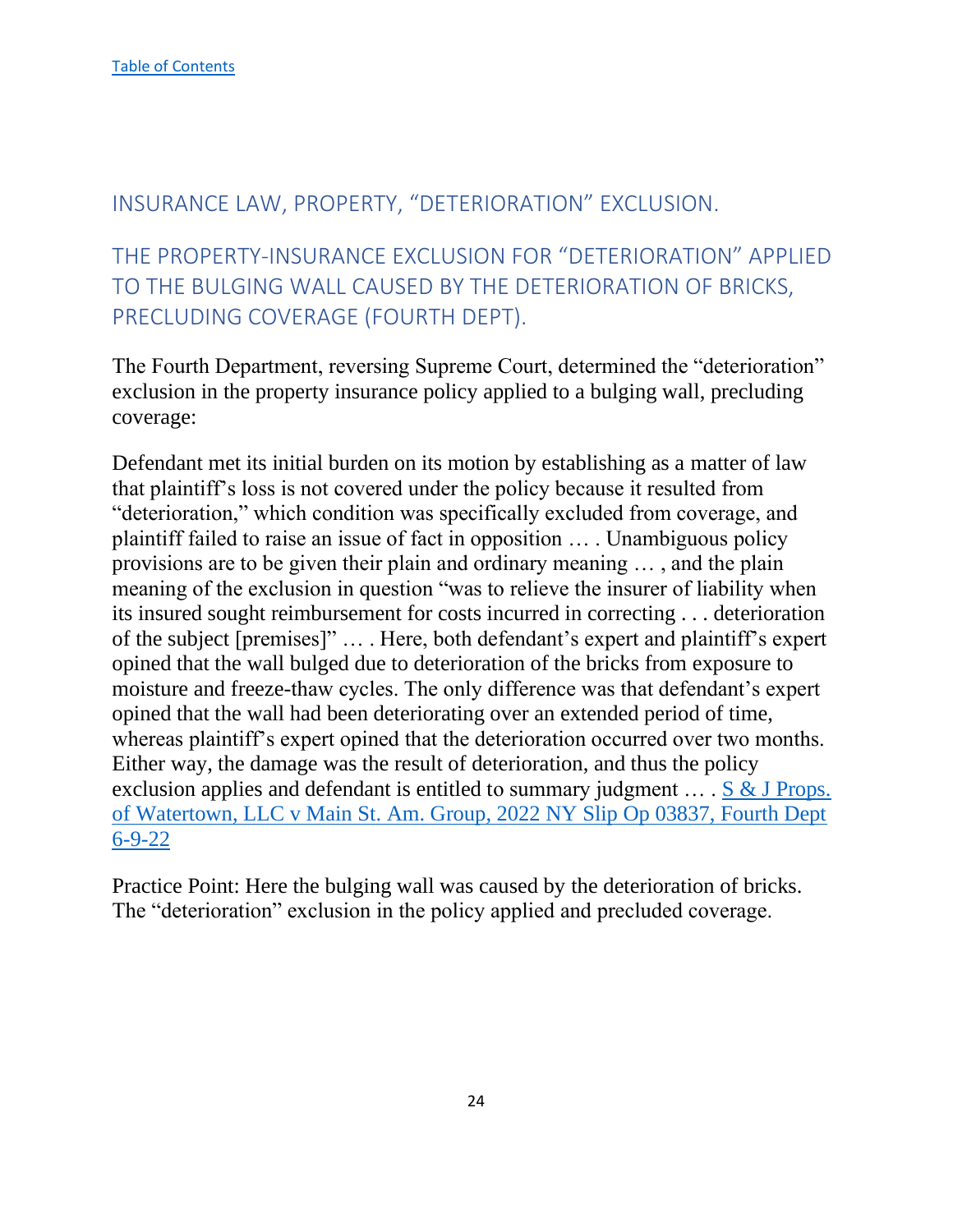[Table of Contents]

## INSURANCE LAW, PROPERTY, "DETERIORATION" EXCLUSION.

## THE PROPERTY-INSURANCE EXCLUSION FOR "DETERIORATION" APPLIED TO THE BULGING WALL CAUSED BY THE DETERIORATION OF BRICKS, PRECLUDING COVERAGE (FOURTH DEPT).

The Fourth Department, reversing Supreme Court, determined the "deterioration" exclusion in the property insurance policy applied to a bulging wall, precluding coverage:

Defendant met its initial burden on its motion by establishing as a matter of law that plaintiff's loss is not covered under the policy because it resulted from "deterioration," which condition was specifically excluded from coverage, and plaintiff failed to raise an issue of fact in opposition … . Unambiguous policy provisions are to be given their plain and ordinary meaning … , and the plain meaning of the exclusion in question "was to relieve the insurer of liability when its insured sought reimbursement for costs incurred in correcting . . . deterioration of the subject [premises]" … . Here, both defendant's expert and plaintiff's expert opined that the wall bulged due to deterioration of the bricks from exposure to moisture and freeze-thaw cycles. The only difference was that defendant's expert opined that the wall had been deteriorating over an extended period of time, whereas plaintiff's expert opined that the deterioration occurred over two months. Either way, the damage was the result of deterioration, and thus the policy exclusion applies and defendant is entitled to summary judgment … . [S & J Props. of Watertown, LLC v Main St. Am. Group, 2022 NY Slip Op 03837, Fourth Dept 6-9-22]

Practice Point: Here the bulging wall was caused by the deterioration of bricks. The "deterioration" exclusion in the policy applied and precluded coverage.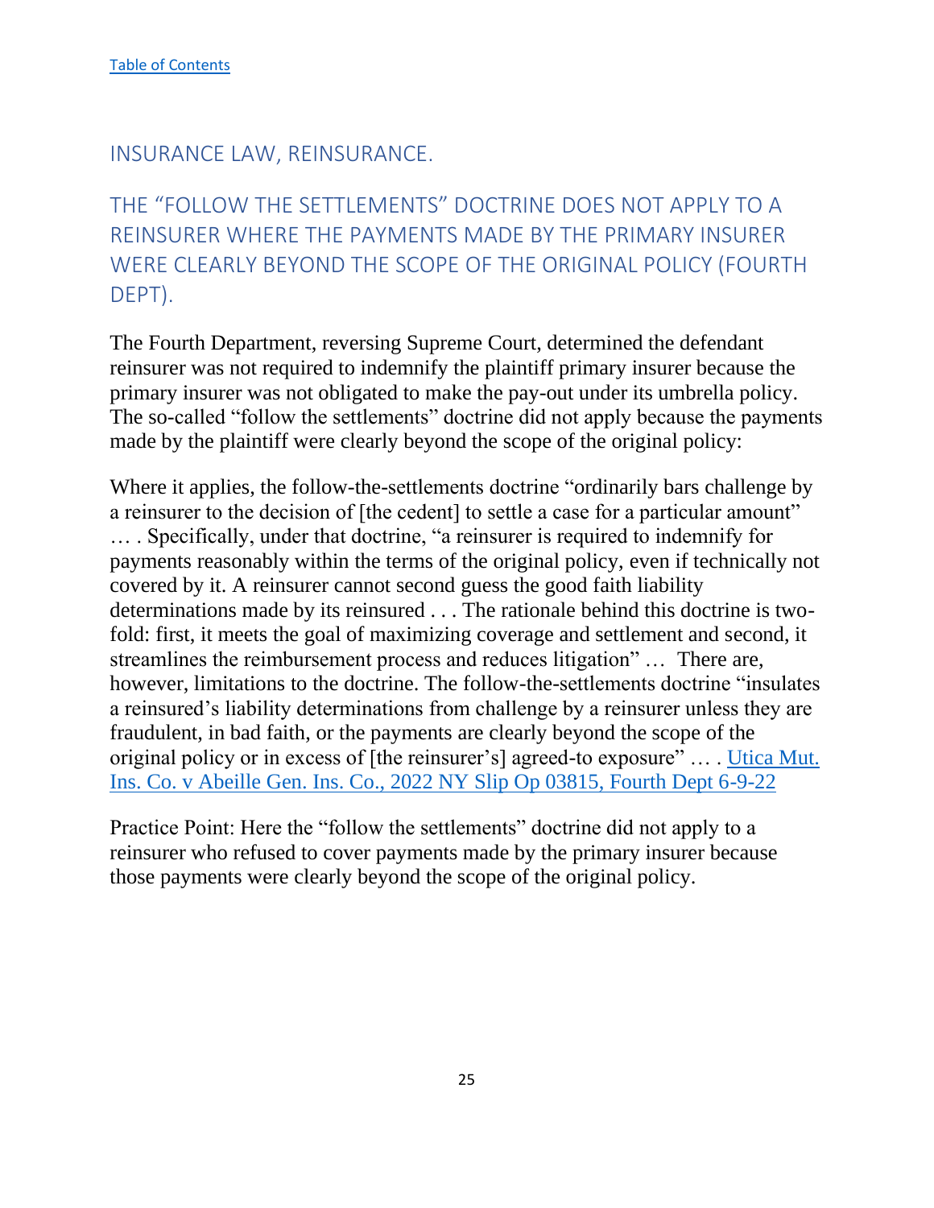[Table of Contents]

## INSURANCE LAW, REINSURANCE.

## THE "FOLLOW THE SETTLEMENTS" DOCTRINE DOES NOT APPLY TO A REINSURER WHERE THE PAYMENTS MADE BY THE PRIMARY INSURER WERE CLEARLY BEYOND THE SCOPE OF THE ORIGINAL POLICY (FOURTH DEPT).

The Fourth Department, reversing Supreme Court, determined the defendant reinsurer was not required to indemnify the plaintiff primary insurer because the primary insurer was not obligated to make the pay-out under its umbrella policy. The so-called "follow the settlements" doctrine did not apply because the payments made by the plaintiff were clearly beyond the scope of the original policy:

Where it applies, the follow-the-settlements doctrine "ordinarily bars challenge by a reinsurer to the decision of [the cedent] to settle a case for a particular amount" … . Specifically, under that doctrine, "a reinsurer is required to indemnify for payments reasonably within the terms of the original policy, even if technically not covered by it. A reinsurer cannot second guess the good faith liability determinations made by its reinsured . . . The rationale behind this doctrine is two-fold: first, it meets the goal of maximizing coverage and settlement and second, it streamlines the reimbursement process and reduces litigation" … There are, however, limitations to the doctrine. The follow-the-settlements doctrine "insulates a reinsured's liability determinations from challenge by a reinsurer unless they are fraudulent, in bad faith, or the payments are clearly beyond the scope of the original policy or in excess of [the reinsurer's] agreed-to exposure" … . Utica Mut. Ins. Co. v Abeille Gen. Ins. Co., 2022 NY Slip Op 03815, Fourth Dept 6-9-22

Practice Point: Here the "follow the settlements" doctrine did not apply to a reinsurer who refused to cover payments made by the primary insurer because those payments were clearly beyond the scope of the original policy.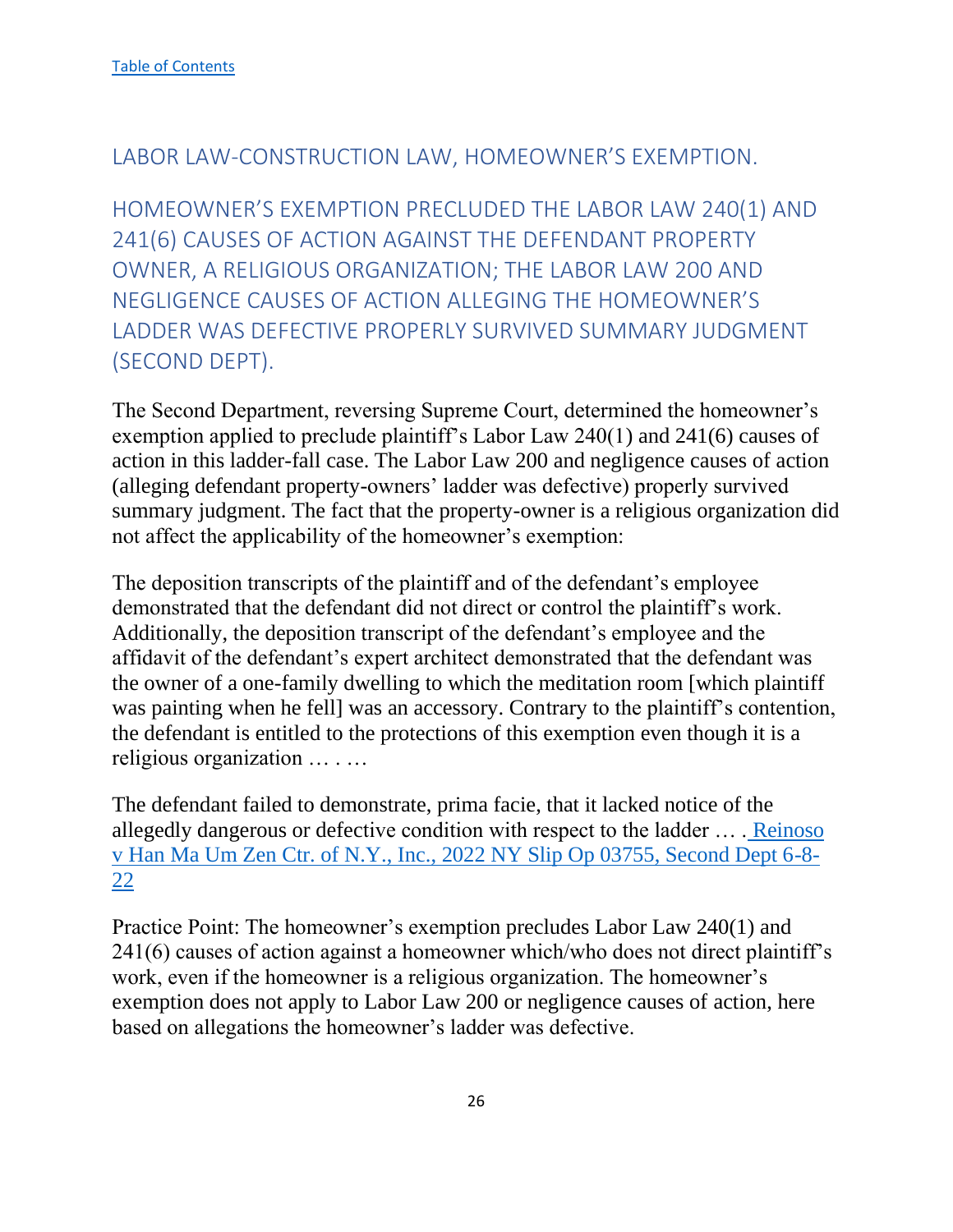[Table of Contents](#)

## LABOR LAW-CONSTRUCTION LAW, HOMEOWNER'S EXEMPTION.

## HOMEOWNER'S EXEMPTION PRECLUDED THE LABOR LAW 240(1) AND 241(6) CAUSES OF ACTION AGAINST THE DEFENDANT PROPERTY OWNER, A RELIGIOUS ORGANIZATION; THE LABOR LAW 200 AND NEGLIGENCE CAUSES OF ACTION ALLEGING THE HOMEOWNER'S LADDER WAS DEFECTIVE PROPERLY SURVIVED SUMMARY JUDGMENT (SECOND DEPT).

The Second Department, reversing Supreme Court, determined the homeowner's exemption applied to preclude plaintiff's Labor Law 240(1) and 241(6) causes of action in this ladder-fall case. The Labor Law 200 and negligence causes of action (alleging defendant property-owners' ladder was defective) properly survived summary judgment. The fact that the property-owner is a religious organization did not affect the applicability of the homeowner's exemption:

The deposition transcripts of the plaintiff and of the defendant's employee demonstrated that the defendant did not direct or control the plaintiff's work. Additionally, the deposition transcript of the defendant's employee and the affidavit of the defendant's expert architect demonstrated that the defendant was the owner of a one-family dwelling to which the meditation room [which plaintiff was painting when he fell] was an accessory. Contrary to the plaintiff's contention, the defendant is entitled to the protections of this exemption even though it is a religious organization … . …

The defendant failed to demonstrate, prima facie, that it lacked notice of the allegedly dangerous or defective condition with respect to the ladder … . Reinoso v Han Ma Um Zen Ctr. of N.Y., Inc., 2022 NY Slip Op 03755, Second Dept 6-8-22

Practice Point: The homeowner's exemption precludes Labor Law 240(1) and 241(6) causes of action against a homeowner which/who does not direct plaintiff's work, even if the homeowner is a religious organization. The homeowner's exemption does not apply to Labor Law 200 or negligence causes of action, here based on allegations the homeowner's ladder was defective.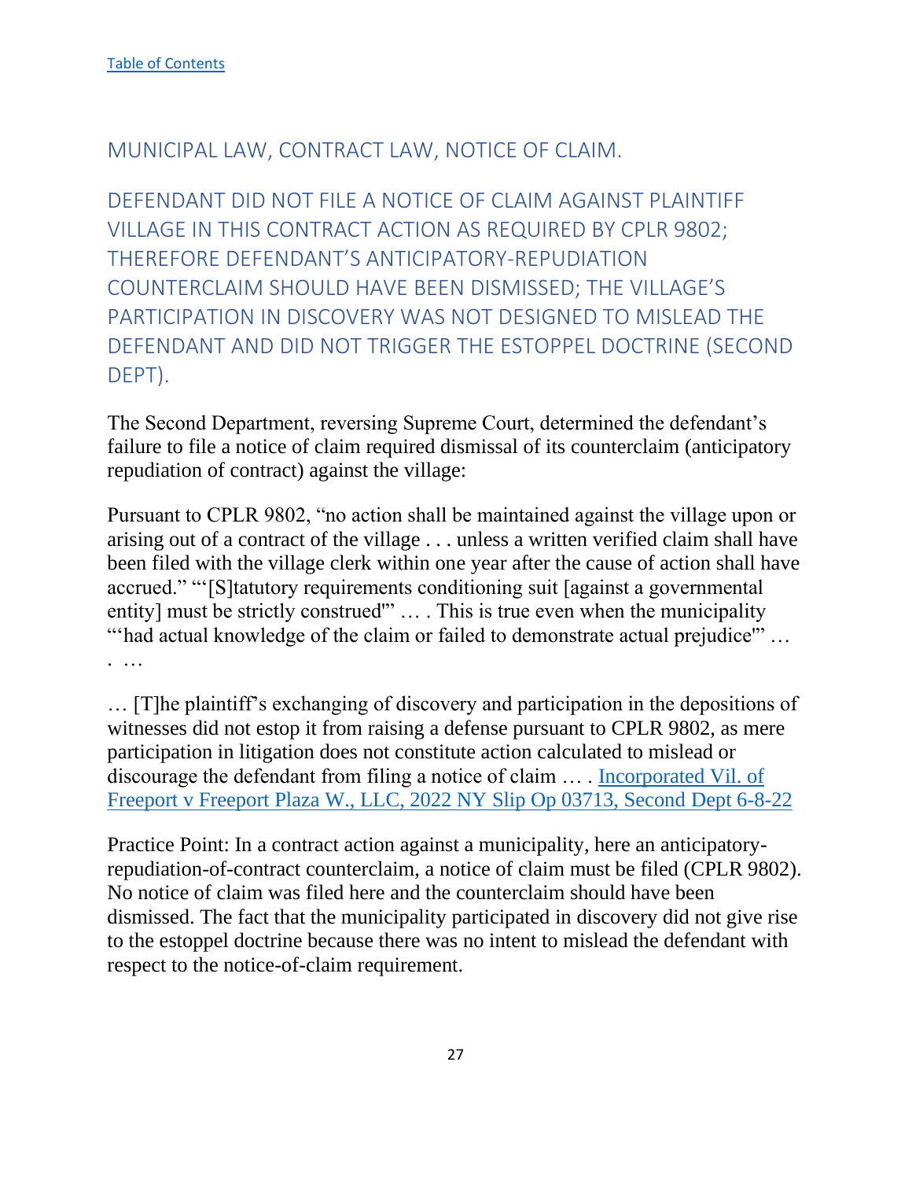[Table of Contents](#)

## MUNICIPAL LAW, CONTRACT LAW, NOTICE OF CLAIM.

### DEFENDANT DID NOT FILE A NOTICE OF CLAIM AGAINST PLAINTIFF VILLAGE IN THIS CONTRACT ACTION AS REQUIRED BY CPLR 9802; THEREFORE DEFENDANT'S ANTICIPATORY-REPUDIATION COUNTERCLAIM SHOULD HAVE BEEN DISMISSED; THE VILLAGE'S PARTICIPATION IN DISCOVERY WAS NOT DESIGNED TO MISLEAD THE DEFENDANT AND DID NOT TRIGGER THE ESTOPPEL DOCTRINE (SECOND DEPT).

The Second Department, reversing Supreme Court, determined the defendant's failure to file a notice of claim required dismissal of its counterclaim (anticipatory repudiation of contract) against the village:

Pursuant to CPLR 9802, "no action shall be maintained against the village upon or arising out of a contract of the village . . . unless a written verified claim shall have been filed with the village clerk within one year after the cause of action shall have accrued." "'[S]tatutory requirements conditioning suit [against a governmental entity] must be strictly construed'" … . This is true even when the municipality "'had actual knowledge of the claim or failed to demonstrate actual prejudice'" … . …

… [T]he plaintiff's exchanging of discovery and participation in the depositions of witnesses did not estop it from raising a defense pursuant to CPLR 9802, as mere participation in litigation does not constitute action calculated to mislead or discourage the defendant from filing a notice of claim … . [Incorporated Vil. of Freeport v Freeport Plaza W., LLC, 2022 NY Slip Op 03713, Second Dept 6-8-22](#)

Practice Point: In a contract action against a municipality, here an anticipatory-repudiation-of-contract counterclaim, a notice of claim must be filed (CPLR 9802). No notice of claim was filed here and the counterclaim should have been dismissed. The fact that the municipality participated in discovery did not give rise to the estoppel doctrine because there was no intent to mislead the defendant with respect to the notice-of-claim requirement.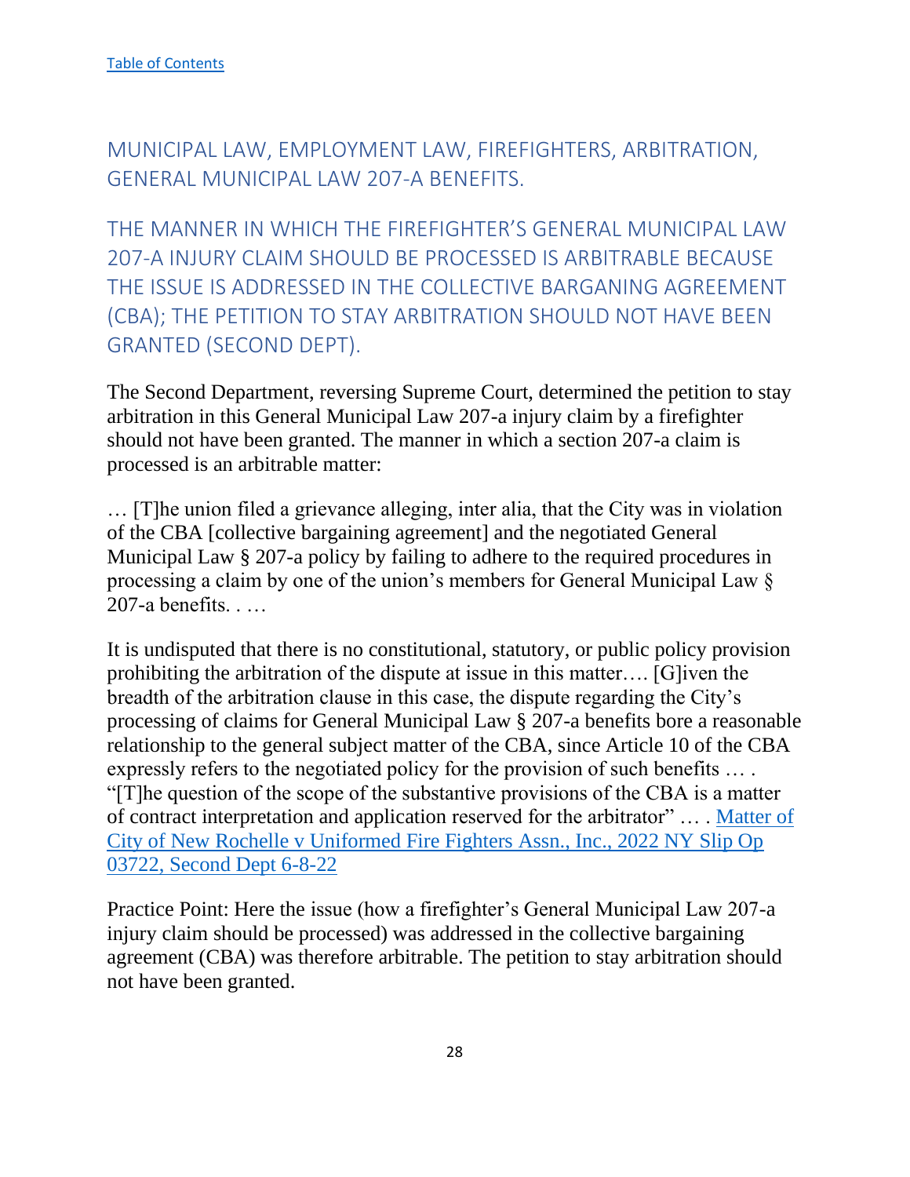[Table of Contents](#)

## MUNICIPAL LAW, EMPLOYMENT LAW, FIREFIGHTERS, ARBITRATION, GENERAL MUNICIPAL LAW 207-A BENEFITS.

## THE MANNER IN WHICH THE FIREFIGHTER'S GENERAL MUNICIPAL LAW 207-A INJURY CLAIM SHOULD BE PROCESSED IS ARBITRABLE BECAUSE THE ISSUE IS ADDRESSED IN THE COLLECTIVE BARGANING AGREEMENT (CBA); THE PETITION TO STAY ARBITRATION SHOULD NOT HAVE BEEN GRANTED (SECOND DEPT).

The Second Department, reversing Supreme Court, determined the petition to stay arbitration in this General Municipal Law 207-a injury claim by a firefighter should not have been granted. The manner in which a section 207-a claim is processed is an arbitrable matter:

… [T]he union filed a grievance alleging, inter alia, that the City was in violation of the CBA [collective bargaining agreement] and the negotiated General Municipal Law § 207-a policy by failing to adhere to the required procedures in processing a claim by one of the union's members for General Municipal Law § 207-a benefits. . …

It is undisputed that there is no constitutional, statutory, or public policy provision prohibiting the arbitration of the dispute at issue in this matter…. [G]iven the breadth of the arbitration clause in this case, the dispute regarding the City's processing of claims for General Municipal Law § 207-a benefits bore a reasonable relationship to the general subject matter of the CBA, since Article 10 of the CBA expressly refers to the negotiated policy for the provision of such benefits … . "[T]he question of the scope of the substantive provisions of the CBA is a matter of contract interpretation and application reserved for the arbitrator" … . [Matter of City of New Rochelle v Uniformed Fire Fighters Assn., Inc., 2022 NY Slip Op 03722, Second Dept 6-8-22](#)

Practice Point: Here the issue (how a firefighter's General Municipal Law 207-a injury claim should be processed) was addressed in the collective bargaining agreement (CBA) was therefore arbitrable. The petition to stay arbitration should not have been granted.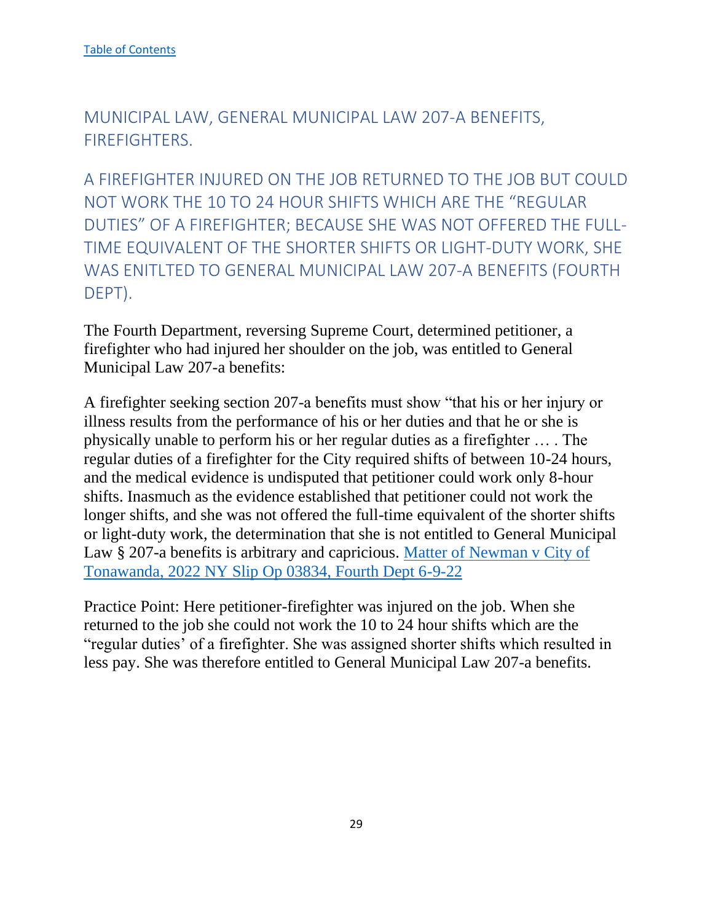[Table of Contents](#)

## MUNICIPAL LAW, GENERAL MUNICIPAL LAW 207-A BENEFITS, FIREFIGHTERS.

## A FIREFIGHTER INJURED ON THE JOB RETURNED TO THE JOB BUT COULD NOT WORK THE 10 TO 24 HOUR SHIFTS WHICH ARE THE "REGULAR DUTIES" OF A FIREFIGHTER; BECAUSE SHE WAS NOT OFFERED THE FULL-TIME EQUIVALENT OF THE SHORTER SHIFTS OR LIGHT-DUTY WORK, SHE WAS ENITLTED TO GENERAL MUNICIPAL LAW 207-A BENEFITS (FOURTH DEPT).

The Fourth Department, reversing Supreme Court, determined petitioner, a firefighter who had injured her shoulder on the job, was entitled to General Municipal Law 207-a benefits:

A firefighter seeking section 207-a benefits must show "that his or her injury or illness results from the performance of his or her duties and that he or she is physically unable to perform his or her regular duties as a firefighter … . The regular duties of a firefighter for the City required shifts of between 10-24 hours, and the medical evidence is undisputed that petitioner could work only 8-hour shifts. Inasmuch as the evidence established that petitioner could not work the longer shifts, and she was not offered the full-time equivalent of the shorter shifts or light-duty work, the determination that she is not entitled to General Municipal Law § 207-a benefits is arbitrary and capricious. [Matter of Newman v City of Tonawanda, 2022 NY Slip Op 03834, Fourth Dept 6-9-22](#)

Practice Point: Here petitioner-firefighter was injured on the job. When she returned to the job she could not work the 10 to 24 hour shifts which are the "regular duties' of a firefighter. She was assigned shorter shifts which resulted in less pay. She was therefore entitled to General Municipal Law 207-a benefits.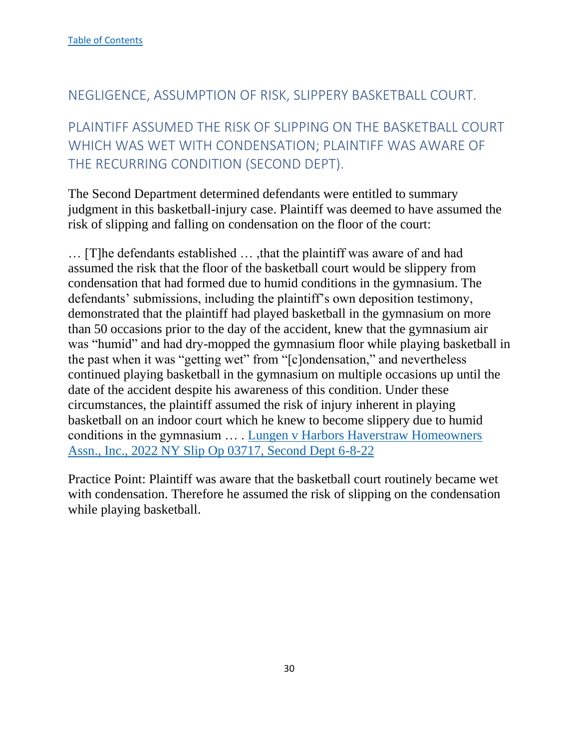[Table of Contents]

## NEGLIGENCE, ASSUMPTION OF RISK, SLIPPERY BASKETBALL COURT.

## PLAINTIFF ASSUMED THE RISK OF SLIPPING ON THE BASKETBALL COURT WHICH WAS WET WITH CONDENSATION; PLAINTIFF WAS AWARE OF THE RECURRING CONDITION (SECOND DEPT).

The Second Department determined defendants were entitled to summary judgment in this basketball-injury case. Plaintiff was deemed to have assumed the risk of slipping and falling on condensation on the floor of the court:

… [T]he defendants established … ,that the plaintiff was aware of and had assumed the risk that the floor of the basketball court would be slippery from condensation that had formed due to humid conditions in the gymnasium. The defendants' submissions, including the plaintiff's own deposition testimony, demonstrated that the plaintiff had played basketball in the gymnasium on more than 50 occasions prior to the day of the accident, knew that the gymnasium air was "humid" and had dry-mopped the gymnasium floor while playing basketball in the past when it was "getting wet" from "[c]ondensation," and nevertheless continued playing basketball in the gymnasium on multiple occasions up until the date of the accident despite his awareness of this condition. Under these circumstances, the plaintiff assumed the risk of injury inherent in playing basketball on an indoor court which he knew to become slippery due to humid conditions in the gymnasium … . [Lungen v Harbors Haverstraw Homeowners Assn., Inc., 2022 NY Slip Op 03717, Second Dept 6-8-22]

Practice Point: Plaintiff was aware that the basketball court routinely became wet with condensation. Therefore he assumed the risk of slipping on the condensation while playing basketball.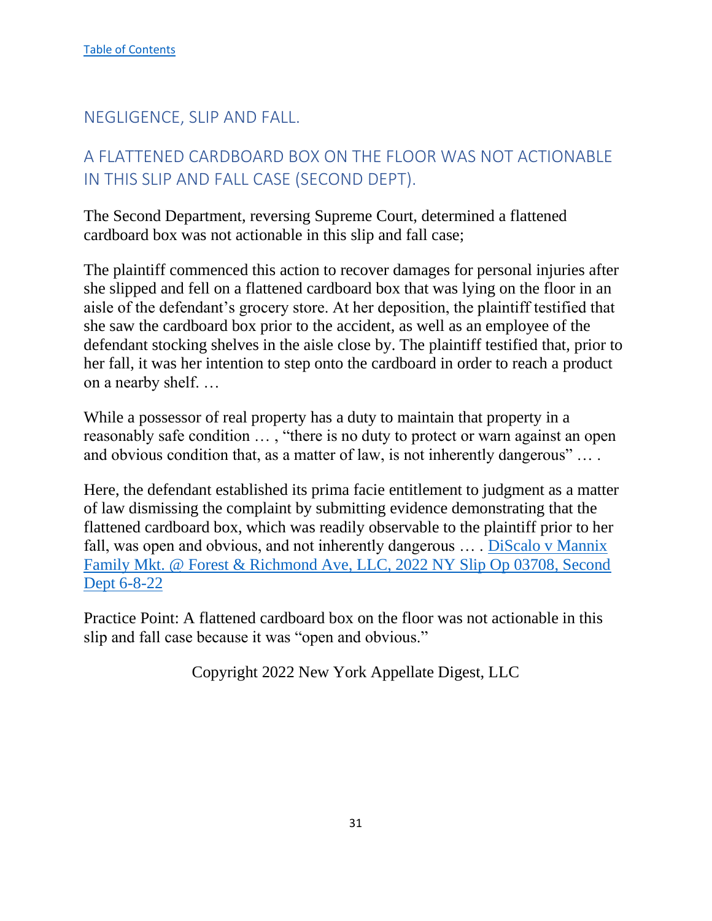[Table of Contents]

## NEGLIGENCE, SLIP AND FALL.

## A FLATTENED CARDBOARD BOX ON THE FLOOR WAS NOT ACTIONABLE IN THIS SLIP AND FALL CASE (SECOND DEPT).

The Second Department, reversing Supreme Court, determined a flattened cardboard box was not actionable in this slip and fall case;

The plaintiff commenced this action to recover damages for personal injuries after she slipped and fell on a flattened cardboard box that was lying on the floor in an aisle of the defendant's grocery store. At her deposition, the plaintiff testified that she saw the cardboard box prior to the accident, as well as an employee of the defendant stocking shelves in the aisle close by. The plaintiff testified that, prior to her fall, it was her intention to step onto the cardboard in order to reach a product on a nearby shelf. …

While a possessor of real property has a duty to maintain that property in a reasonably safe condition … , "there is no duty to protect or warn against an open and obvious condition that, as a matter of law, is not inherently dangerous" … .

Here, the defendant established its prima facie entitlement to judgment as a matter of law dismissing the complaint by submitting evidence demonstrating that the flattened cardboard box, which was readily observable to the plaintiff prior to her fall, was open and obvious, and not inherently dangerous … . [DiScalo v Mannix Family Mkt. @ Forest & Richmond Ave, LLC, 2022 NY Slip Op 03708, Second Dept 6-8-22]

Practice Point: A flattened cardboard box on the floor was not actionable in this slip and fall case because it was "open and obvious."

Copyright 2022 New York Appellate Digest, LLC